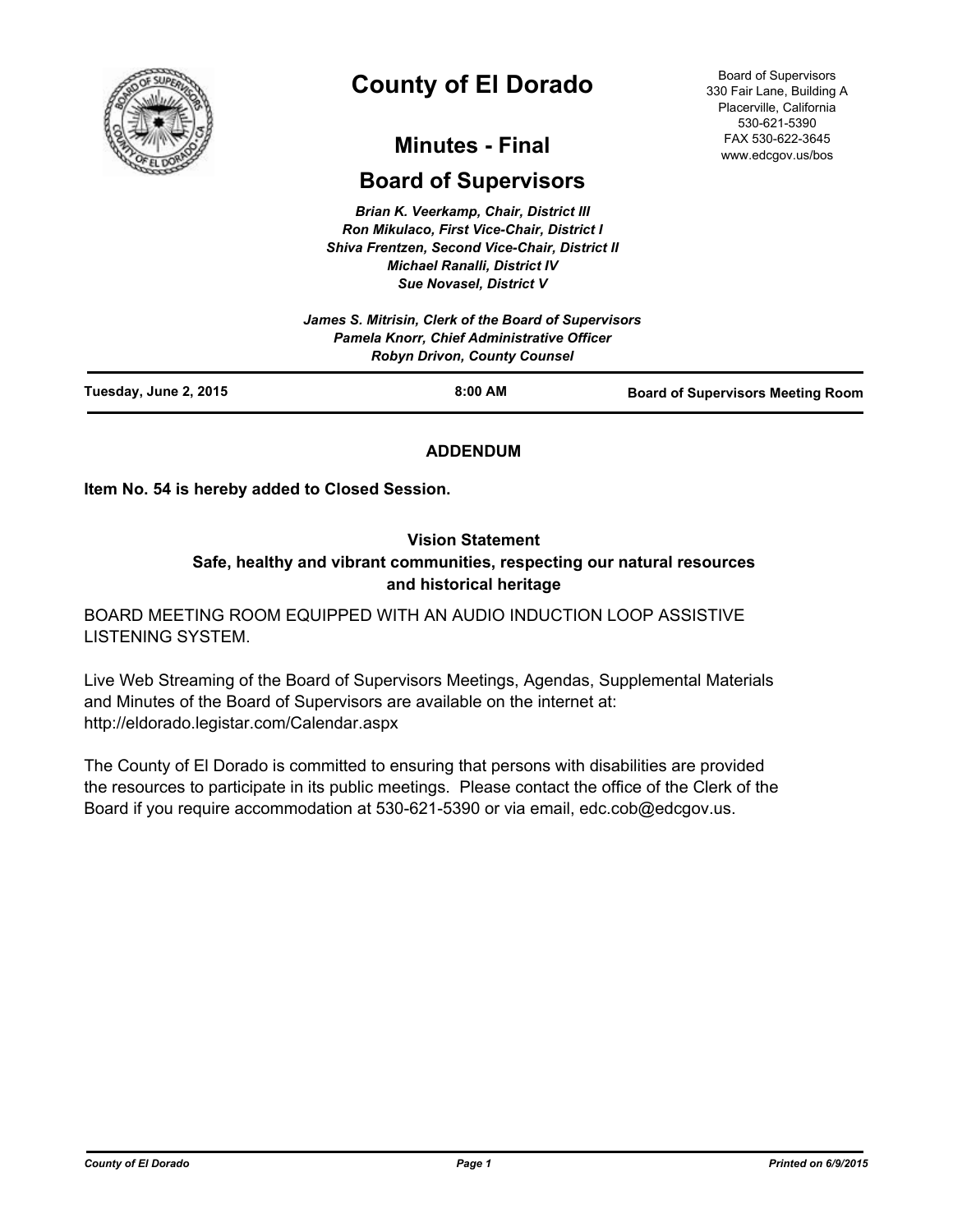# County of El Dorado

## Minutes - Final

## Board of Supervisors

Board of Supervisors
330 Fair Lane, Building A
Placerville, California
530-621-5390
FAX 530-622-3645
www.edcgov.us/bos

*Brian K. Veerkamp, Chair, District III*
*Ron Mikulaco, First Vice-Chair, District I*
*Shiva Frentzen, Second Vice-Chair, District II*
*Michael Ranalli, District IV*
*Sue Novasel, District V*

*James S. Mitrisin, Clerk of the Board of Supervisors*
*Pamela Knorr, Chief Administrative Officer*
*Robyn Drivon, County Counsel*

| Tuesday, June 2, 2015 | 8:00 AM | Board of Supervisors Meeting Room |
|---|---|---|

**ADDENDUM**

**Item No. 54 is hereby added to Closed Session.**

**Vision Statement**
**Safe, healthy and vibrant communities, respecting our natural resources and historical heritage**

BOARD MEETING ROOM EQUIPPED WITH AN AUDIO INDUCTION LOOP ASSISTIVE LISTENING SYSTEM.

Live Web Streaming of the Board of Supervisors Meetings, Agendas, Supplemental Materials and Minutes of the Board of Supervisors are available on the internet at: http://eldorado.legistar.com/Calendar.aspx

The County of El Dorado is committed to ensuring that persons with disabilities are provided the resources to participate in its public meetings. Please contact the office of the Clerk of the Board if you require accommodation at 530-621-5390 or via email, edc.cob@edcgov.us.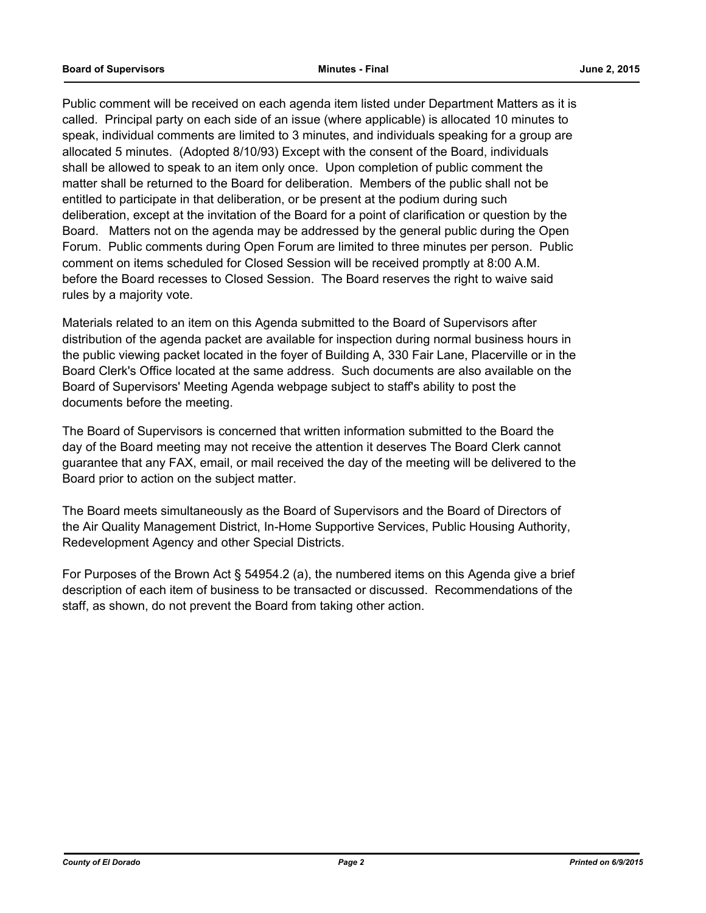Public comment will be received on each agenda item listed under Department Matters as it is called. Principal party on each side of an issue (where applicable) is allocated 10 minutes to speak, individual comments are limited to 3 minutes, and individuals speaking for a group are allocated 5 minutes. (Adopted 8/10/93) Except with the consent of the Board, individuals shall be allowed to speak to an item only once. Upon completion of public comment the matter shall be returned to the Board for deliberation. Members of the public shall not be entitled to participate in that deliberation, or be present at the podium during such deliberation, except at the invitation of the Board for a point of clarification or question by the Board. Matters not on the agenda may be addressed by the general public during the Open Forum. Public comments during Open Forum are limited to three minutes per person. Public comment on items scheduled for Closed Session will be received promptly at 8:00 A.M. before the Board recesses to Closed Session. The Board reserves the right to waive said rules by a majority vote.

Materials related to an item on this Agenda submitted to the Board of Supervisors after distribution of the agenda packet are available for inspection during normal business hours in the public viewing packet located in the foyer of Building A, 330 Fair Lane, Placerville or in the Board Clerk's Office located at the same address. Such documents are also available on the Board of Supervisors' Meeting Agenda webpage subject to staff's ability to post the documents before the meeting.

The Board of Supervisors is concerned that written information submitted to the Board the day of the Board meeting may not receive the attention it deserves The Board Clerk cannot guarantee that any FAX, email, or mail received the day of the meeting will be delivered to the Board prior to action on the subject matter.

The Board meets simultaneously as the Board of Supervisors and the Board of Directors of the Air Quality Management District, In-Home Supportive Services, Public Housing Authority, Redevelopment Agency and other Special Districts.

For Purposes of the Brown Act § 54954.2 (a), the numbered items on this Agenda give a brief description of each item of business to be transacted or discussed. Recommendations of the staff, as shown, do not prevent the Board from taking other action.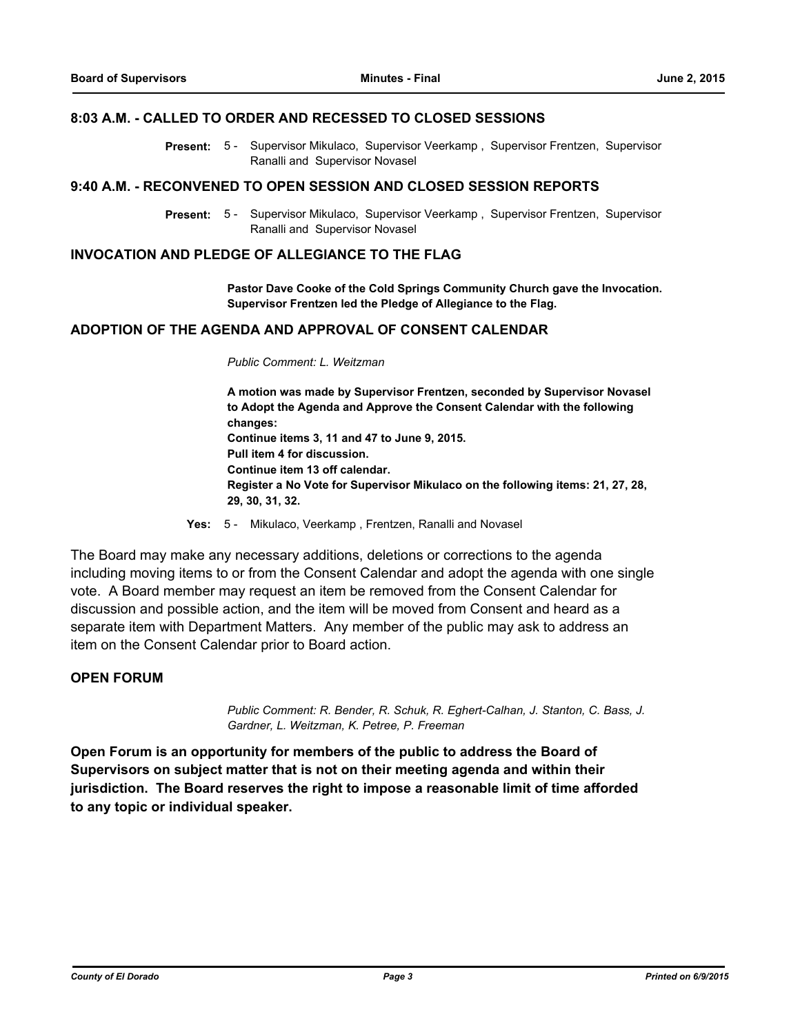## 8:03 A.M. - CALLED TO ORDER AND RECESSED TO CLOSED SESSIONS

**Present:** 5 - Supervisor Mikulaco, Supervisor Veerkamp , Supervisor Frentzen, Supervisor Ranalli and Supervisor Novasel

## 9:40 A.M. - RECONVENED TO OPEN SESSION AND CLOSED SESSION REPORTS

**Present:** 5 - Supervisor Mikulaco, Supervisor Veerkamp , Supervisor Frentzen, Supervisor Ranalli and Supervisor Novasel

## INVOCATION AND PLEDGE OF ALLEGIANCE TO THE FLAG

**Pastor Dave Cooke of the Cold Springs Community Church gave the Invocation. Supervisor Frentzen led the Pledge of Allegiance to the Flag.**

## ADOPTION OF THE AGENDA AND APPROVAL OF CONSENT CALENDAR

*Public Comment: L. Weitzman*

**A motion was made by Supervisor Frentzen, seconded by Supervisor Novasel to Adopt the Agenda and Approve the Consent Calendar with the following changes:**
**Continue items 3, 11 and 47 to June 9, 2015.**
**Pull item 4 for discussion.**
**Continue item 13 off calendar.**
**Register a No Vote for Supervisor Mikulaco on the following items: 21, 27, 28, 29, 30, 31, 32.**

**Yes:** 5 - Mikulaco, Veerkamp , Frentzen, Ranalli and Novasel

The Board may make any necessary additions, deletions or corrections to the agenda including moving items to or from the Consent Calendar and adopt the agenda with one single vote. A Board member may request an item be removed from the Consent Calendar for discussion and possible action, and the item will be moved from Consent and heard as a separate item with Department Matters. Any member of the public may ask to address an item on the Consent Calendar prior to Board action.

## OPEN FORUM

*Public Comment: R. Bender, R. Schuk, R. Eghert-Calhan, J. Stanton, C. Bass, J. Gardner, L. Weitzman, K. Petree, P. Freeman*

**Open Forum is an opportunity for members of the public to address the Board of Supervisors on subject matter that is not on their meeting agenda and within their jurisdiction. The Board reserves the right to impose a reasonable limit of time afforded to any topic or individual speaker.**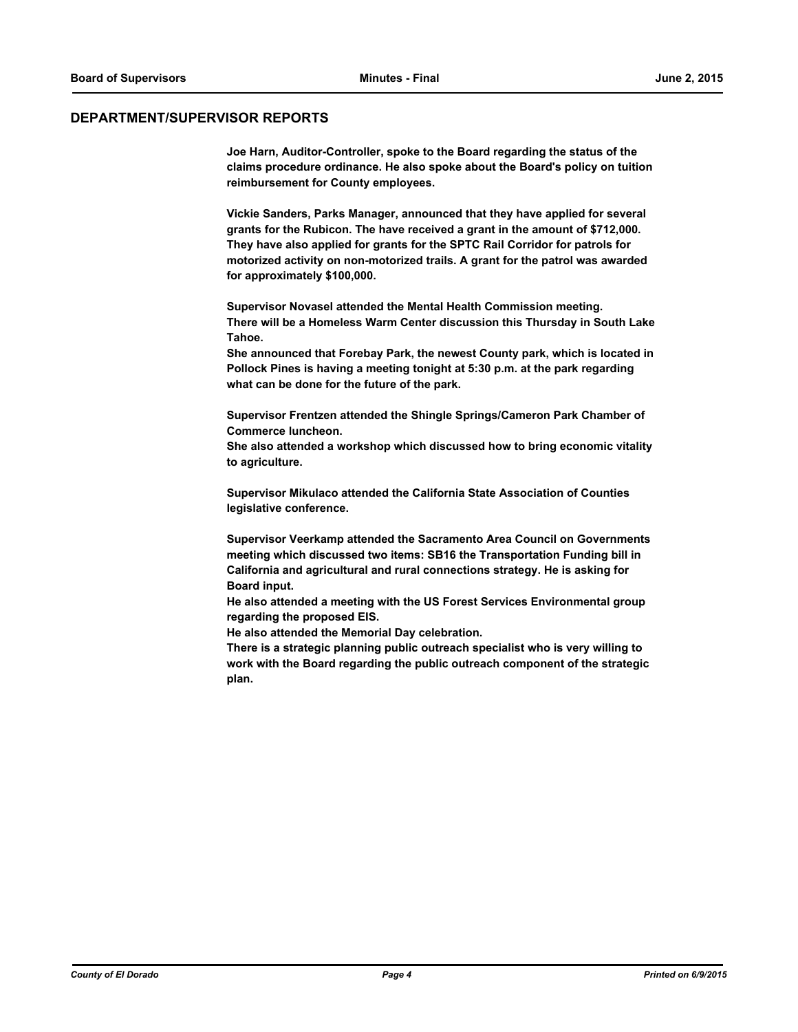## DEPARTMENT/SUPERVISOR REPORTS

**Joe Harn, Auditor-Controller, spoke to the Board regarding the status of the claims procedure ordinance. He also spoke about the Board's policy on tuition reimbursement for County employees.**

**Vickie Sanders, Parks Manager, announced that they have applied for several grants for the Rubicon. The have received a grant in the amount of $712,000. They have also applied for grants for the SPTC Rail Corridor for patrols for motorized activity on non-motorized trails. A grant for the patrol was awarded for approximately $100,000.**

**Supervisor Novasel attended the Mental Health Commission meeting.**
**There will be a Homeless Warm Center discussion this Thursday in South Lake Tahoe.**
**She announced that Forebay Park, the newest County park, which is located in Pollock Pines is having a meeting tonight at 5:30 p.m. at the park regarding what can be done for the future of the park.**

**Supervisor Frentzen attended the Shingle Springs/Cameron Park Chamber of Commerce luncheon.**
**She also attended a workshop which discussed how to bring economic vitality to agriculture.**

**Supervisor Mikulaco attended the California State Association of Counties legislative conference.**

**Supervisor Veerkamp attended the Sacramento Area Council on Governments meeting which discussed two items: SB16 the Transportation Funding bill in California and agricultural and rural connections strategy. He is asking for Board input.**
**He also attended a meeting with the US Forest Services Environmental group regarding the proposed EIS.**
**He also attended the Memorial Day celebration.**
**There is a strategic planning public outreach specialist who is very willing to work with the Board regarding the public outreach component of the strategic plan.**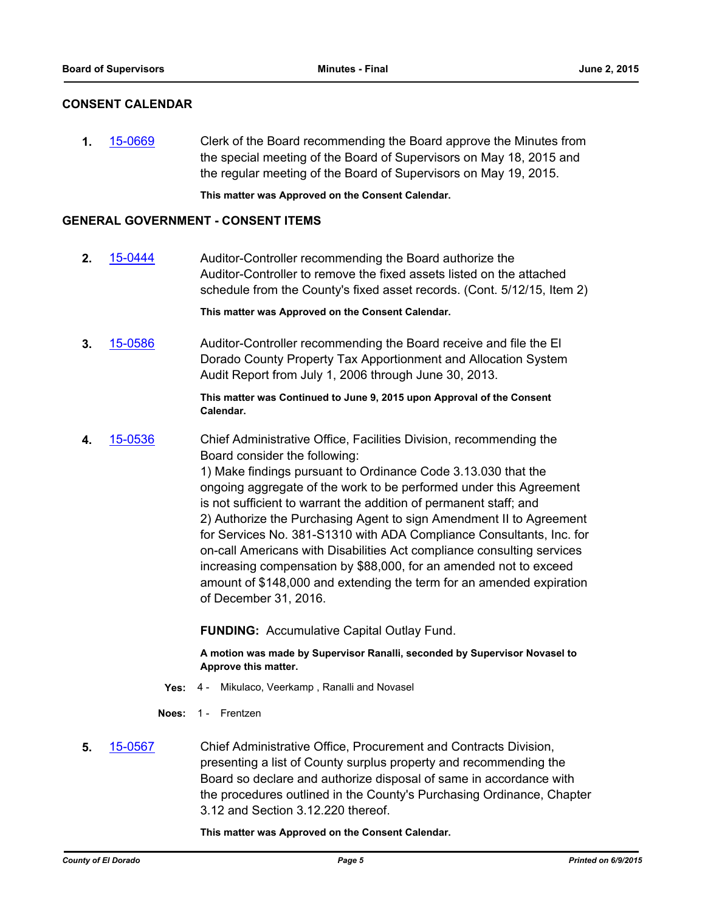## CONSENT CALENDAR

**1.** 15-0669 Clerk of the Board recommending the Board approve the Minutes from the special meeting of the Board of Supervisors on May 18, 2015 and the regular meeting of the Board of Supervisors on May 19, 2015.

**This matter was Approved on the Consent Calendar.**

## GENERAL GOVERNMENT - CONSENT ITEMS

**2.** 15-0444 Auditor-Controller recommending the Board authorize the Auditor-Controller to remove the fixed assets listed on the attached schedule from the County's fixed asset records. (Cont. 5/12/15, Item 2)

**This matter was Approved on the Consent Calendar.**

**3.** 15-0586 Auditor-Controller recommending the Board receive and file the El Dorado County Property Tax Apportionment and Allocation System Audit Report from July 1, 2006 through June 30, 2013.

**This matter was Continued to June 9, 2015 upon Approval of the Consent Calendar.**

**4.** 15-0536 Chief Administrative Office, Facilities Division, recommending the Board consider the following:
1) Make findings pursuant to Ordinance Code 3.13.030 that the ongoing aggregate of the work to be performed under this Agreement is not sufficient to warrant the addition of permanent staff; and
2) Authorize the Purchasing Agent to sign Amendment II to Agreement for Services No. 381-S1310 with ADA Compliance Consultants, Inc. for on-call Americans with Disabilities Act compliance consulting services increasing compensation by $88,000, for an amended not to exceed amount of $148,000 and extending the term for an amended expiration of December 31, 2016.

**FUNDING:** Accumulative Capital Outlay Fund.

**A motion was made by Supervisor Ranalli, seconded by Supervisor Novasel to Approve this matter.**

**Yes:** 4 - Mikulaco, Veerkamp , Ranalli and Novasel

**Noes:** 1 - Frentzen

**5.** 15-0567 Chief Administrative Office, Procurement and Contracts Division, presenting a list of County surplus property and recommending the Board so declare and authorize disposal of same in accordance with the procedures outlined in the County's Purchasing Ordinance, Chapter 3.12 and Section 3.12.220 thereof.

**This matter was Approved on the Consent Calendar.**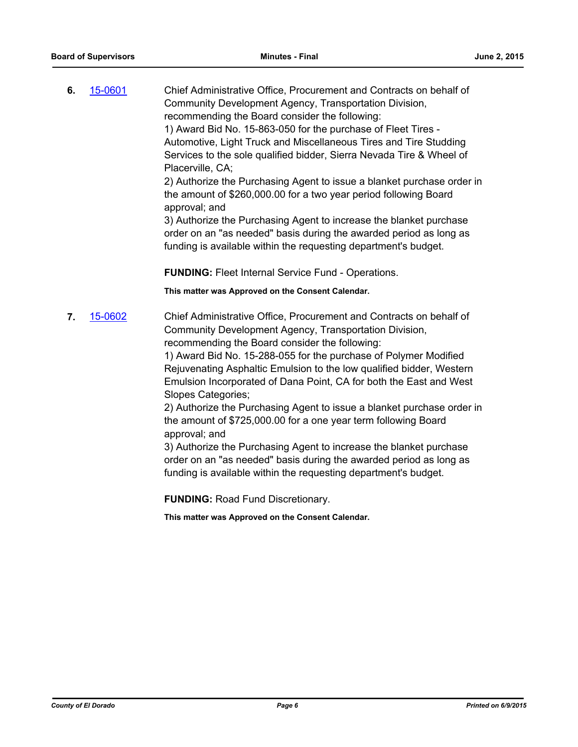**6.** 15-0601 Chief Administrative Office, Procurement and Contracts on behalf of Community Development Agency, Transportation Division, recommending the Board consider the following:
1) Award Bid No. 15-863-050 for the purchase of Fleet Tires - Automotive, Light Truck and Miscellaneous Tires and Tire Studding Services to the sole qualified bidder, Sierra Nevada Tire & Wheel of Placerville, CA;
2) Authorize the Purchasing Agent to issue a blanket purchase order in the amount of $260,000.00 for a two year period following Board approval; and
3) Authorize the Purchasing Agent to increase the blanket purchase order on an "as needed" basis during the awarded period as long as funding is available within the requesting department's budget.

**FUNDING:** Fleet Internal Service Fund - Operations.

**This matter was Approved on the Consent Calendar.**

**7.** 15-0602 Chief Administrative Office, Procurement and Contracts on behalf of Community Development Agency, Transportation Division, recommending the Board consider the following:
1) Award Bid No. 15-288-055 for the purchase of Polymer Modified Rejuvenating Asphaltic Emulsion to the low qualified bidder, Western Emulsion Incorporated of Dana Point, CA for both the East and West Slopes Categories;
2) Authorize the Purchasing Agent to issue a blanket purchase order in the amount of $725,000.00 for a one year term following Board approval; and
3) Authorize the Purchasing Agent to increase the blanket purchase order on an "as needed" basis during the awarded period as long as funding is available within the requesting department's budget.

**FUNDING:** Road Fund Discretionary.

**This matter was Approved on the Consent Calendar.**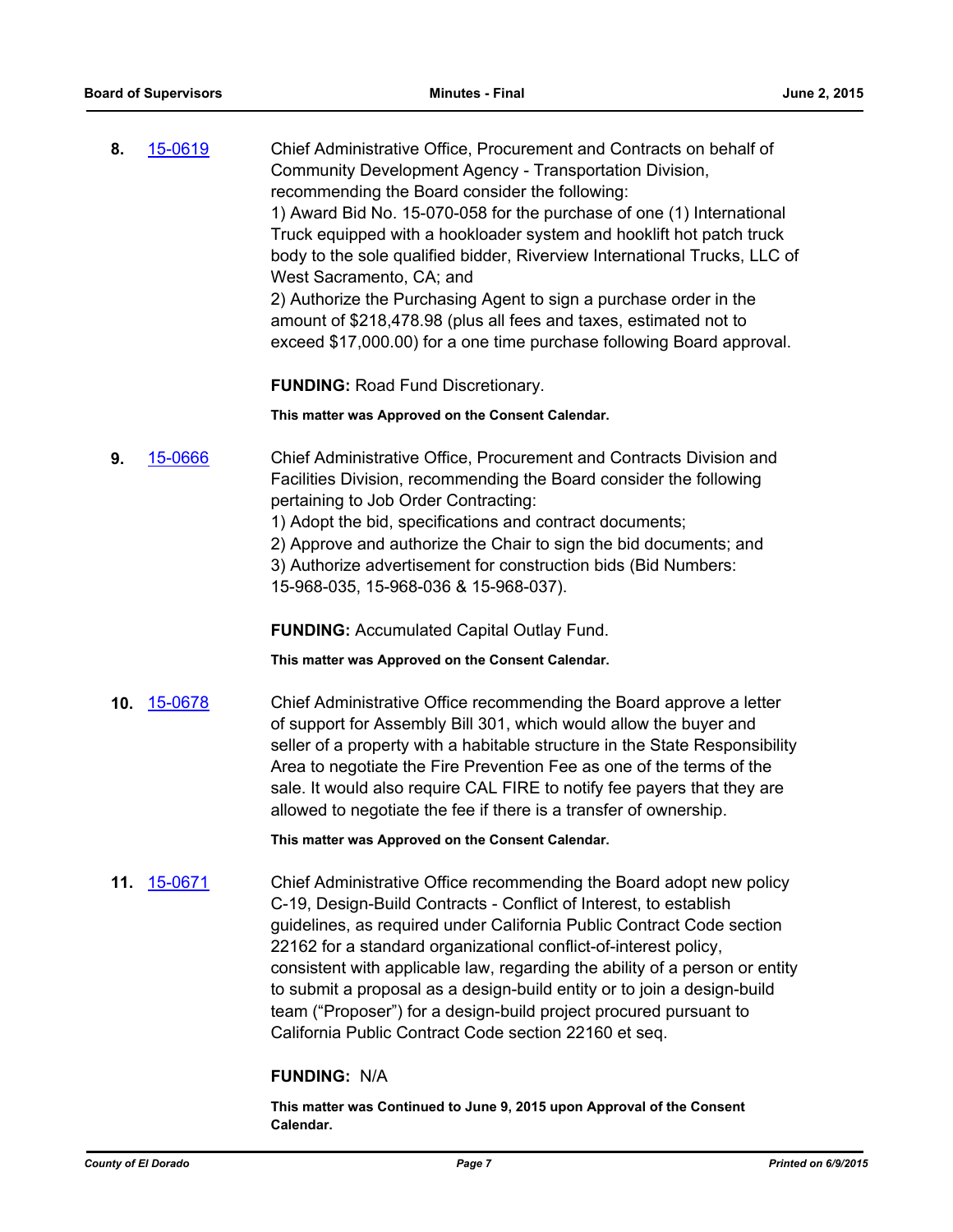**8.** 15-0619 Chief Administrative Office, Procurement and Contracts on behalf of Community Development Agency - Transportation Division, recommending the Board consider the following:

1) Award Bid No. 15-070-058 for the purchase of one (1) International Truck equipped with a hookloader system and hooklift hot patch truck body to the sole qualified bidder, Riverview International Trucks, LLC of West Sacramento, CA; and

2) Authorize the Purchasing Agent to sign a purchase order in the amount of $218,478.98 (plus all fees and taxes, estimated not to exceed $17,000.00) for a one time purchase following Board approval.

**FUNDING:** Road Fund Discretionary.

**This matter was Approved on the Consent Calendar.**

**9.** 15-0666 Chief Administrative Office, Procurement and Contracts Division and Facilities Division, recommending the Board consider the following pertaining to Job Order Contracting:

1) Adopt the bid, specifications and contract documents;

2) Approve and authorize the Chair to sign the bid documents; and

3) Authorize advertisement for construction bids (Bid Numbers: 15-968-035, 15-968-036 & 15-968-037).

**FUNDING:** Accumulated Capital Outlay Fund.

**This matter was Approved on the Consent Calendar.**

**10.** 15-0678 Chief Administrative Office recommending the Board approve a letter of support for Assembly Bill 301, which would allow the buyer and seller of a property with a habitable structure in the State Responsibility Area to negotiate the Fire Prevention Fee as one of the terms of the sale. It would also require CAL FIRE to notify fee payers that they are allowed to negotiate the fee if there is a transfer of ownership.

**This matter was Approved on the Consent Calendar.**

**11.** 15-0671 Chief Administrative Office recommending the Board adopt new policy C-19, Design-Build Contracts - Conflict of Interest, to establish guidelines, as required under California Public Contract Code section 22162 for a standard organizational conflict-of-interest policy, consistent with applicable law, regarding the ability of a person or entity to submit a proposal as a design-build entity or to join a design-build team ("Proposer") for a design-build project procured pursuant to California Public Contract Code section 22160 et seq.

**FUNDING:** N/A

**This matter was Continued to June 9, 2015 upon Approval of the Consent Calendar.**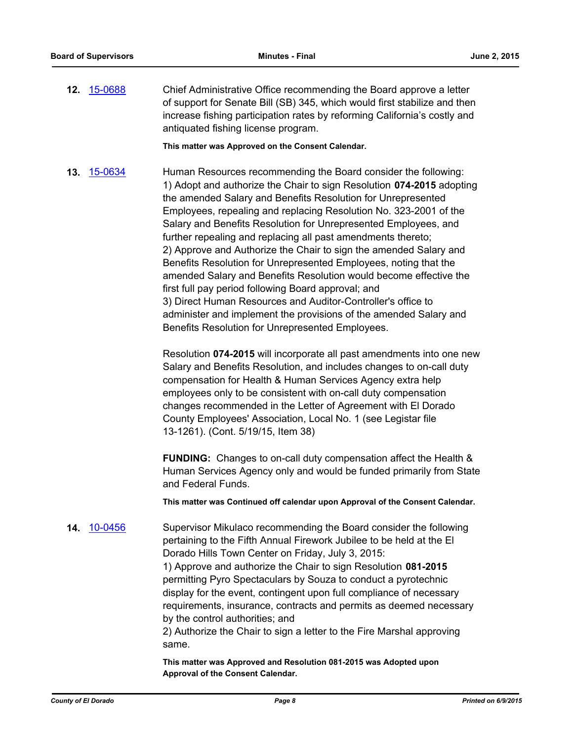**12.** [15-0688]

Chief Administrative Office recommending the Board approve a letter of support for Senate Bill (SB) 345, which would first stabilize and then increase fishing participation rates by reforming California's costly and antiquated fishing license program.

**This matter was Approved on the Consent Calendar.**

**13.** [15-0634]

Human Resources recommending the Board consider the following:
1) Adopt and authorize the Chair to sign Resolution **074-2015** adopting the amended Salary and Benefits Resolution for Unrepresented Employees, repealing and replacing Resolution No. 323-2001 of the Salary and Benefits Resolution for Unrepresented Employees, and further repealing and replacing all past amendments thereto;
2) Approve and Authorize the Chair to sign the amended Salary and Benefits Resolution for Unrepresented Employees, noting that the amended Salary and Benefits Resolution would become effective the first full pay period following Board approval; and
3) Direct Human Resources and Auditor-Controller's office to administer and implement the provisions of the amended Salary and Benefits Resolution for Unrepresented Employees.

Resolution **074-2015** will incorporate all past amendments into one new Salary and Benefits Resolution, and includes changes to on-call duty compensation for Health & Human Services Agency extra help employees only to be consistent with on-call duty compensation changes recommended in the Letter of Agreement with El Dorado County Employees' Association, Local No. 1 (see Legistar file 13-1261). (Cont. 5/19/15, Item 38)

**FUNDING:** Changes to on-call duty compensation affect the Health & Human Services Agency only and would be funded primarily from State and Federal Funds.

**This matter was Continued off calendar upon Approval of the Consent Calendar.**

**14.** [10-0456]

Supervisor Mikulaco recommending the Board consider the following pertaining to the Fifth Annual Firework Jubilee to be held at the El Dorado Hills Town Center on Friday, July 3, 2015:
1) Approve and authorize the Chair to sign Resolution **081-2015** permitting Pyro Spectaculars by Souza to conduct a pyrotechnic display for the event, contingent upon full compliance of necessary requirements, insurance, contracts and permits as deemed necessary by the control authorities; and
2) Authorize the Chair to sign a letter to the Fire Marshal approving same.

**This matter was Approved and Resolution 081-2015 was Adopted upon Approval of the Consent Calendar.**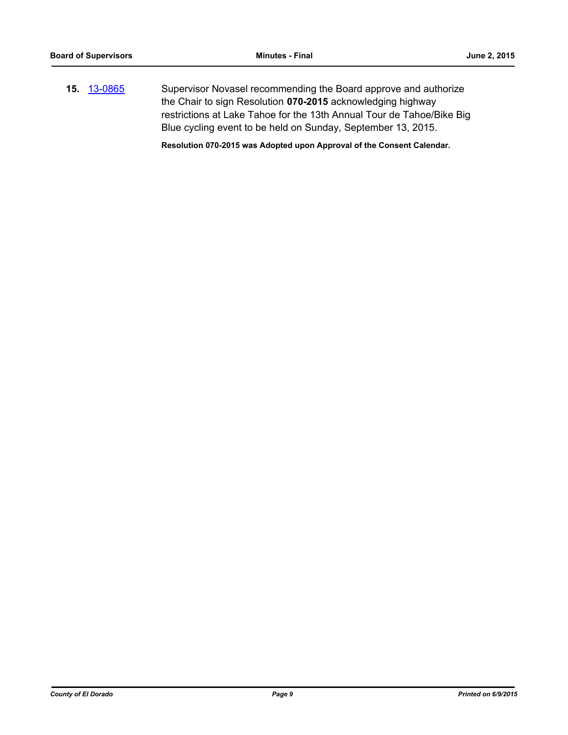**15.** 13-0865 Supervisor Novasel recommending the Board approve and authorize the Chair to sign Resolution **070-2015** acknowledging highway restrictions at Lake Tahoe for the 13th Annual Tour de Tahoe/Bike Big Blue cycling event to be held on Sunday, September 13, 2015.

**Resolution 070-2015 was Adopted upon Approval of the Consent Calendar.**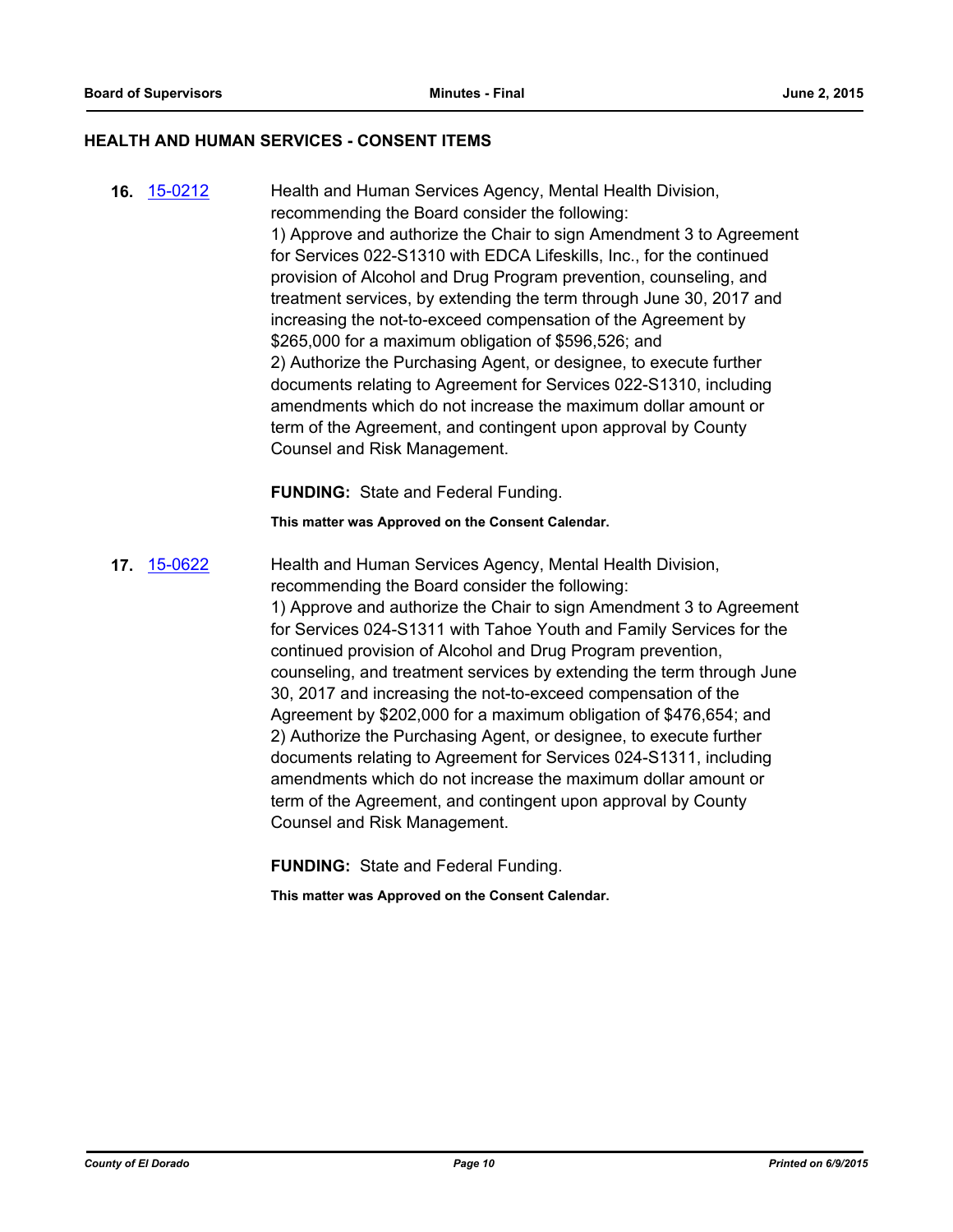## HEALTH AND HUMAN SERVICES - CONSENT ITEMS

**16.** 15-0212

Health and Human Services Agency, Mental Health Division, recommending the Board consider the following:

1) Approve and authorize the Chair to sign Amendment 3 to Agreement for Services 022-S1310 with EDCA Lifeskills, Inc., for the continued provision of Alcohol and Drug Program prevention, counseling, and treatment services, by extending the term through June 30, 2017 and increasing the not-to-exceed compensation of the Agreement by $265,000 for a maximum obligation of $596,526; and

2) Authorize the Purchasing Agent, or designee, to execute further documents relating to Agreement for Services 022-S1310, including amendments which do not increase the maximum dollar amount or term of the Agreement, and contingent upon approval by County Counsel and Risk Management.

**FUNDING:** State and Federal Funding.

**This matter was Approved on the Consent Calendar.**

**17.** 15-0622

Health and Human Services Agency, Mental Health Division, recommending the Board consider the following:

1) Approve and authorize the Chair to sign Amendment 3 to Agreement for Services 024-S1311 with Tahoe Youth and Family Services for the continued provision of Alcohol and Drug Program prevention, counseling, and treatment services by extending the term through June 30, 2017 and increasing the not-to-exceed compensation of the Agreement by $202,000 for a maximum obligation of $476,654; and

2) Authorize the Purchasing Agent, or designee, to execute further documents relating to Agreement for Services 024-S1311, including amendments which do not increase the maximum dollar amount or term of the Agreement, and contingent upon approval by County Counsel and Risk Management.

**FUNDING:** State and Federal Funding.

**This matter was Approved on the Consent Calendar.**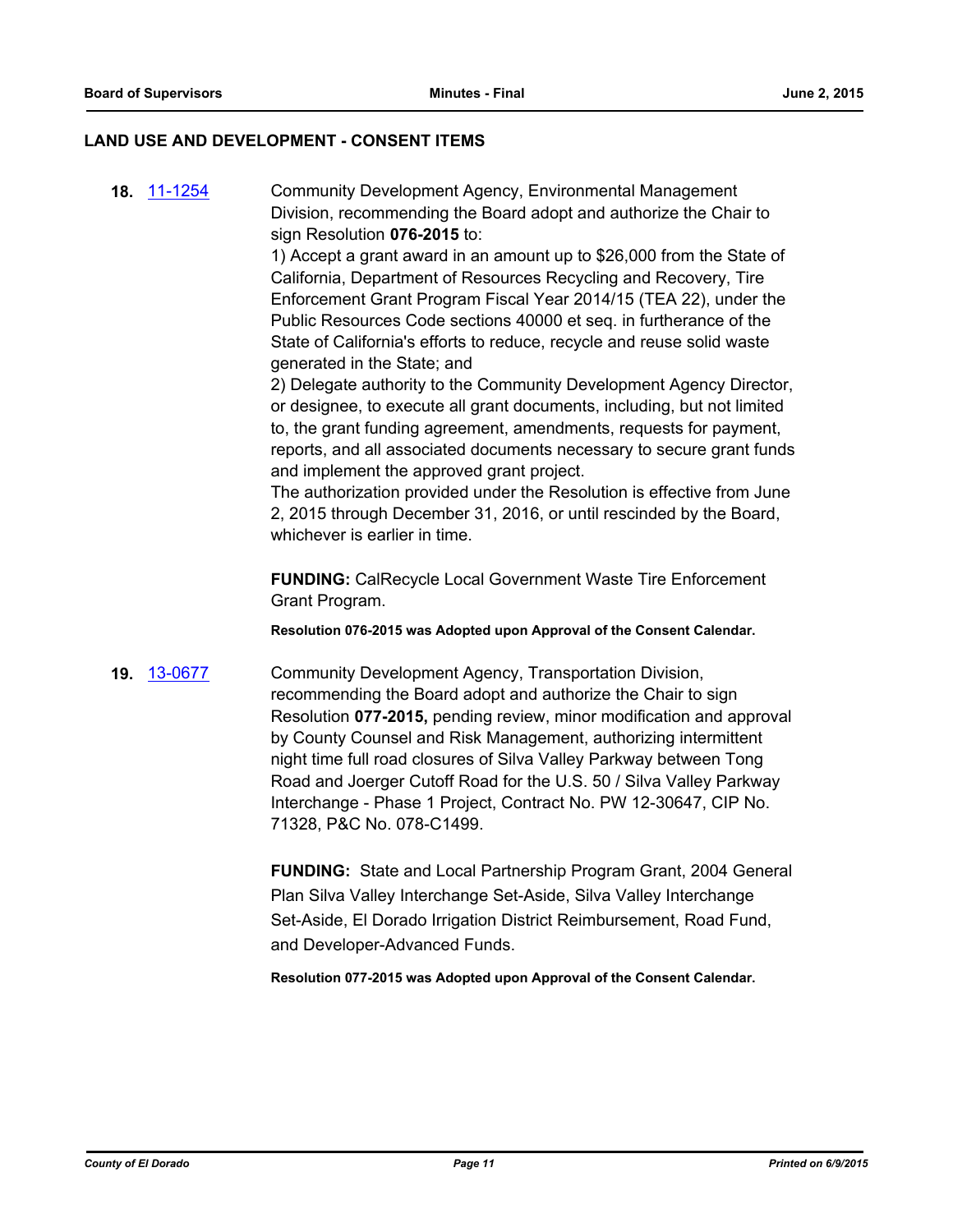## LAND USE AND DEVELOPMENT - CONSENT ITEMS

**18.** 11-1254

Community Development Agency, Environmental Management Division, recommending the Board adopt and authorize the Chair to sign Resolution **076-2015** to:

1) Accept a grant award in an amount up to $26,000 from the State of California, Department of Resources Recycling and Recovery, Tire Enforcement Grant Program Fiscal Year 2014/15 (TEA 22), under the Public Resources Code sections 40000 et seq. in furtherance of the State of California's efforts to reduce, recycle and reuse solid waste generated in the State; and

2) Delegate authority to the Community Development Agency Director, or designee, to execute all grant documents, including, but not limited to, the grant funding agreement, amendments, requests for payment, reports, and all associated documents necessary to secure grant funds and implement the approved grant project.

The authorization provided under the Resolution is effective from June 2, 2015 through December 31, 2016, or until rescinded by the Board, whichever is earlier in time.

**FUNDING:** CalRecycle Local Government Waste Tire Enforcement Grant Program.

**Resolution 076-2015 was Adopted upon Approval of the Consent Calendar.**

**19.** 13-0677

Community Development Agency, Transportation Division, recommending the Board adopt and authorize the Chair to sign Resolution **077-2015,** pending review, minor modification and approval by County Counsel and Risk Management, authorizing intermittent night time full road closures of Silva Valley Parkway between Tong Road and Joerger Cutoff Road for the U.S. 50 / Silva Valley Parkway Interchange - Phase 1 Project, Contract No. PW 12-30647, CIP No. 71328, P&C No. 078-C1499.

**FUNDING:** State and Local Partnership Program Grant, 2004 General Plan Silva Valley Interchange Set-Aside, Silva Valley Interchange Set-Aside, El Dorado Irrigation District Reimbursement, Road Fund, and Developer-Advanced Funds.

**Resolution 077-2015 was Adopted upon Approval of the Consent Calendar.**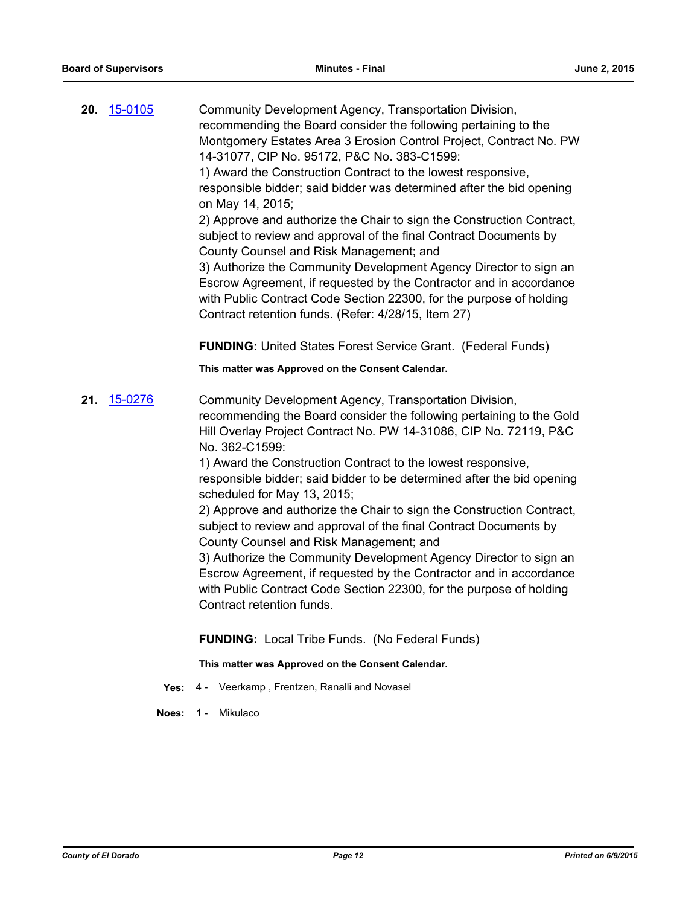**20.** 15-0105

Community Development Agency, Transportation Division, recommending the Board consider the following pertaining to the Montgomery Estates Area 3 Erosion Control Project, Contract No. PW 14-31077, CIP No. 95172, P&C No. 383-C1599:
1) Award the Construction Contract to the lowest responsive, responsible bidder; said bidder was determined after the bid opening on May 14, 2015;
2) Approve and authorize the Chair to sign the Construction Contract, subject to review and approval of the final Contract Documents by County Counsel and Risk Management; and
3) Authorize the Community Development Agency Director to sign an Escrow Agreement, if requested by the Contractor and in accordance with Public Contract Code Section 22300, for the purpose of holding Contract retention funds. (Refer: 4/28/15, Item 27)

**FUNDING:** United States Forest Service Grant. (Federal Funds)

**This matter was Approved on the Consent Calendar.**

**21.** 15-0276

Community Development Agency, Transportation Division, recommending the Board consider the following pertaining to the Gold Hill Overlay Project Contract No. PW 14-31086, CIP No. 72119, P&C No. 362-C1599:
1) Award the Construction Contract to the lowest responsive, responsible bidder; said bidder to be determined after the bid opening scheduled for May 13, 2015;
2) Approve and authorize the Chair to sign the Construction Contract, subject to review and approval of the final Contract Documents by County Counsel and Risk Management; and
3) Authorize the Community Development Agency Director to sign an Escrow Agreement, if requested by the Contractor and in accordance with Public Contract Code Section 22300, for the purpose of holding Contract retention funds.

**FUNDING:** Local Tribe Funds. (No Federal Funds)

**This matter was Approved on the Consent Calendar.**

**Yes:** 4 - Veerkamp , Frentzen, Ranalli and Novasel

**Noes:** 1 - Mikulaco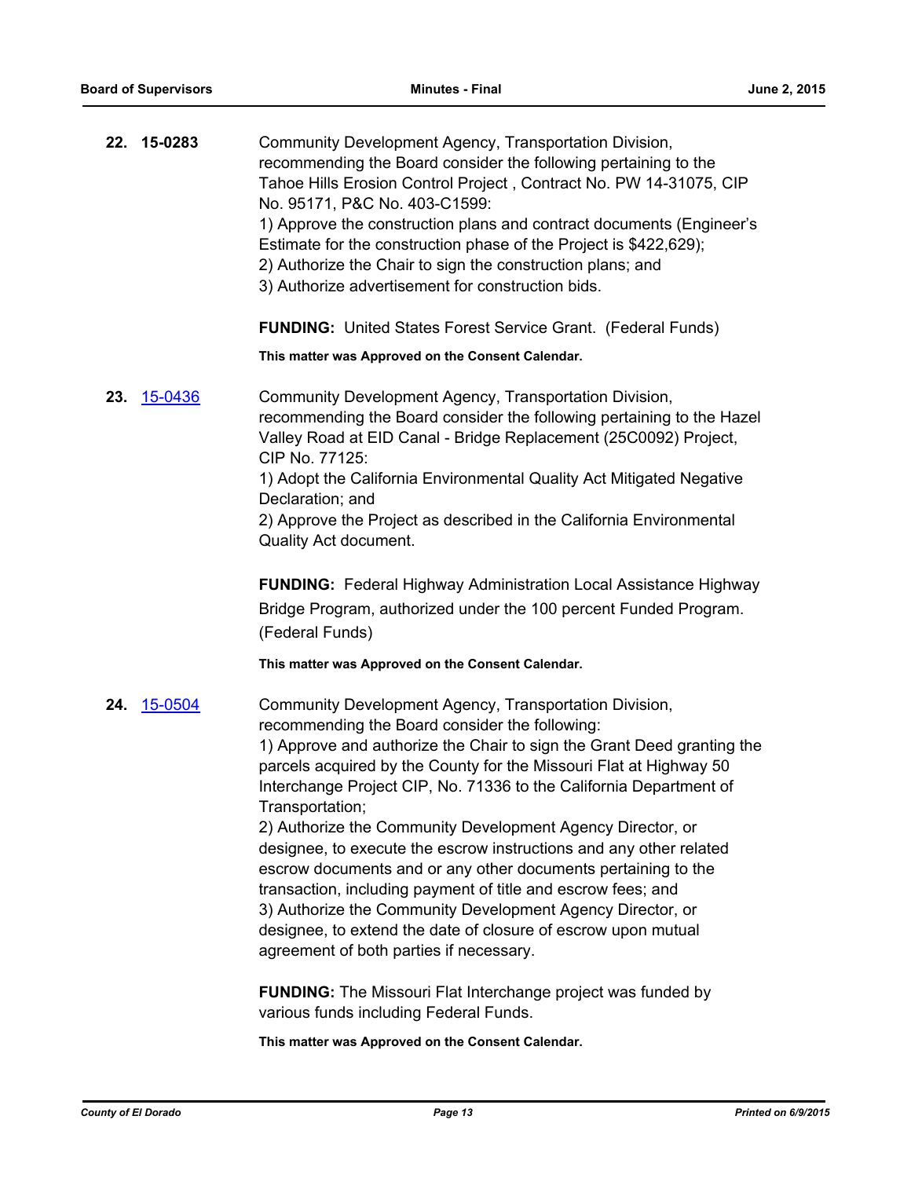**22. 15-0283**

Community Development Agency, Transportation Division, recommending the Board consider the following pertaining to the Tahoe Hills Erosion Control Project , Contract No. PW 14-31075, CIP No. 95171, P&C No. 403-C1599:
1) Approve the construction plans and contract documents (Engineer's Estimate for the construction phase of the Project is $422,629);
2) Authorize the Chair to sign the construction plans; and
3) Authorize advertisement for construction bids.

**FUNDING:** United States Forest Service Grant. (Federal Funds)

**This matter was Approved on the Consent Calendar.**

**23. 15-0436**

Community Development Agency, Transportation Division, recommending the Board consider the following pertaining to the Hazel Valley Road at EID Canal - Bridge Replacement (25C0092) Project, CIP No. 77125:
1) Adopt the California Environmental Quality Act Mitigated Negative Declaration; and
2) Approve the Project as described in the California Environmental Quality Act document.

**FUNDING:** Federal Highway Administration Local Assistance Highway Bridge Program, authorized under the 100 percent Funded Program. (Federal Funds)

**This matter was Approved on the Consent Calendar.**

**24. 15-0504**

Community Development Agency, Transportation Division, recommending the Board consider the following:
1) Approve and authorize the Chair to sign the Grant Deed granting the parcels acquired by the County for the Missouri Flat at Highway 50 Interchange Project CIP, No. 71336 to the California Department of Transportation;
2) Authorize the Community Development Agency Director, or designee, to execute the escrow instructions and any other related escrow documents and or any other documents pertaining to the transaction, including payment of title and escrow fees; and
3) Authorize the Community Development Agency Director, or designee, to extend the date of closure of escrow upon mutual agreement of both parties if necessary.

**FUNDING:** The Missouri Flat Interchange project was funded by various funds including Federal Funds.

**This matter was Approved on the Consent Calendar.**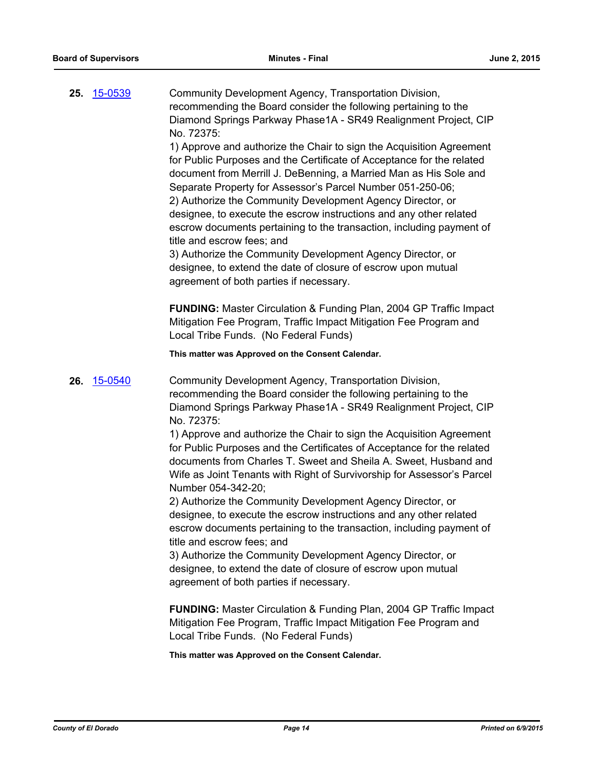**25.** 15-0539 Community Development Agency, Transportation Division, recommending the Board consider the following pertaining to the Diamond Springs Parkway Phase1A - SR49 Realignment Project, CIP No. 72375:

1) Approve and authorize the Chair to sign the Acquisition Agreement for Public Purposes and the Certificate of Acceptance for the related document from Merrill J. DeBenning, a Married Man as His Sole and Separate Property for Assessor's Parcel Number 051-250-06;

2) Authorize the Community Development Agency Director, or designee, to execute the escrow instructions and any other related escrow documents pertaining to the transaction, including payment of title and escrow fees; and

3) Authorize the Community Development Agency Director, or designee, to extend the date of closure of escrow upon mutual agreement of both parties if necessary.

**FUNDING:** Master Circulation & Funding Plan, 2004 GP Traffic Impact Mitigation Fee Program, Traffic Impact Mitigation Fee Program and Local Tribe Funds. (No Federal Funds)

**This matter was Approved on the Consent Calendar.**

**26.** 15-0540 Community Development Agency, Transportation Division, recommending the Board consider the following pertaining to the Diamond Springs Parkway Phase1A - SR49 Realignment Project, CIP No. 72375:

1) Approve and authorize the Chair to sign the Acquisition Agreement for Public Purposes and the Certificates of Acceptance for the related documents from Charles T. Sweet and Sheila A. Sweet, Husband and Wife as Joint Tenants with Right of Survivorship for Assessor's Parcel Number 054-342-20;

2) Authorize the Community Development Agency Director, or designee, to execute the escrow instructions and any other related escrow documents pertaining to the transaction, including payment of title and escrow fees; and

3) Authorize the Community Development Agency Director, or designee, to extend the date of closure of escrow upon mutual agreement of both parties if necessary.

**FUNDING:** Master Circulation & Funding Plan, 2004 GP Traffic Impact Mitigation Fee Program, Traffic Impact Mitigation Fee Program and Local Tribe Funds. (No Federal Funds)

**This matter was Approved on the Consent Calendar.**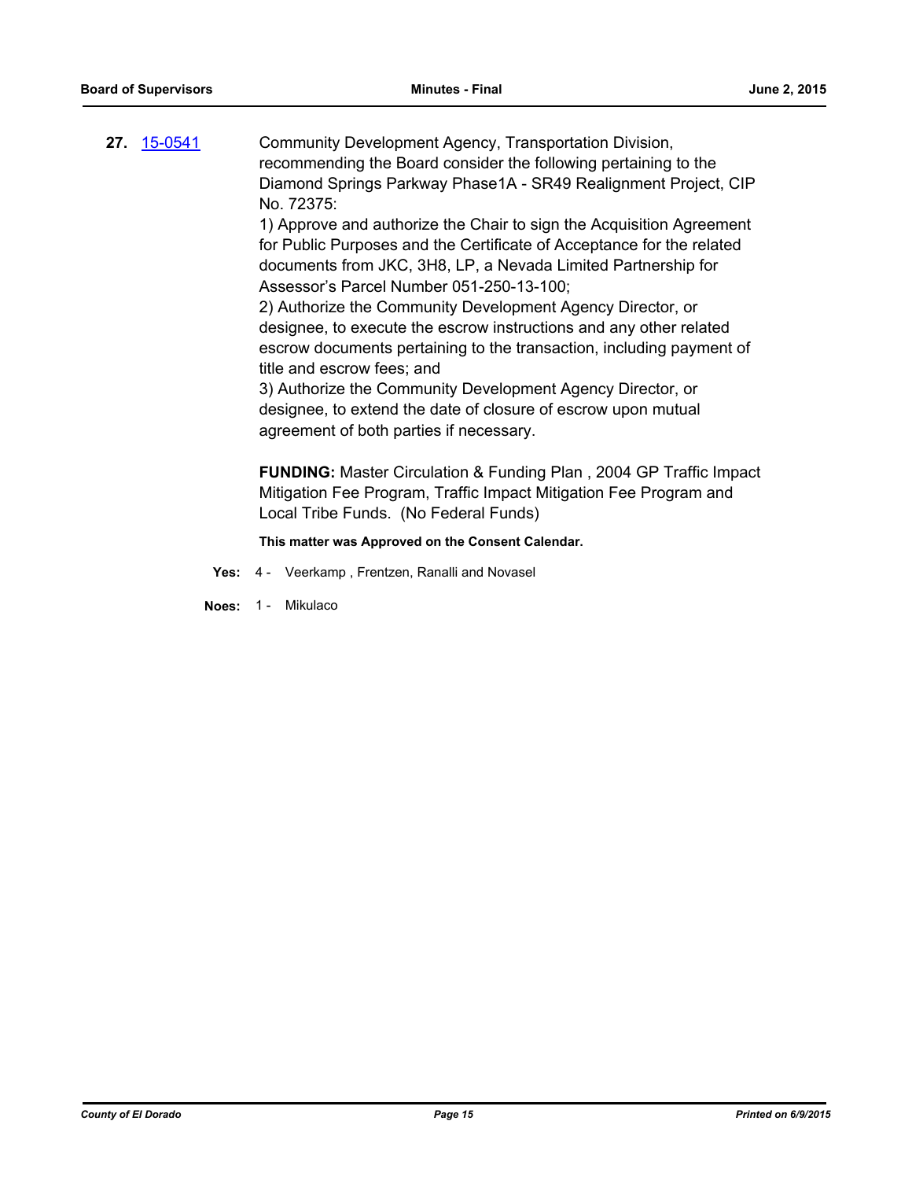**27.** 15-0541

Community Development Agency, Transportation Division, recommending the Board consider the following pertaining to the Diamond Springs Parkway Phase1A - SR49 Realignment Project, CIP No. 72375:

1) Approve and authorize the Chair to sign the Acquisition Agreement for Public Purposes and the Certificate of Acceptance for the related documents from JKC, 3H8, LP, a Nevada Limited Partnership for Assessor's Parcel Number 051-250-13-100;

2) Authorize the Community Development Agency Director, or designee, to execute the escrow instructions and any other related escrow documents pertaining to the transaction, including payment of title and escrow fees; and

3) Authorize the Community Development Agency Director, or designee, to extend the date of closure of escrow upon mutual agreement of both parties if necessary.

**FUNDING:** Master Circulation & Funding Plan , 2004 GP Traffic Impact Mitigation Fee Program, Traffic Impact Mitigation Fee Program and Local Tribe Funds. (No Federal Funds)

**This matter was Approved on the Consent Calendar.**

**Yes:** 4 - Veerkamp , Frentzen, Ranalli and Novasel

**Noes:** 1 - Mikulaco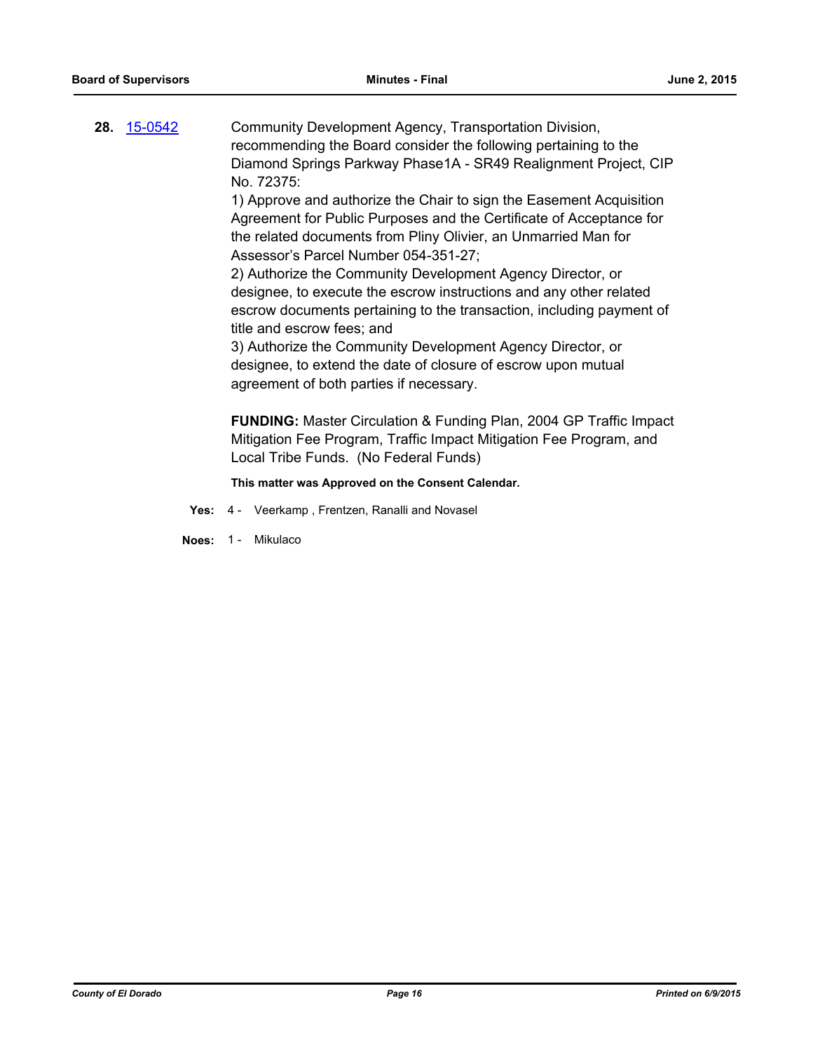**28.** [15-0542](15-0542)

Community Development Agency, Transportation Division, recommending the Board consider the following pertaining to the Diamond Springs Parkway Phase1A - SR49 Realignment Project, CIP No. 72375:

1) Approve and authorize the Chair to sign the Easement Acquisition Agreement for Public Purposes and the Certificate of Acceptance for the related documents from Pliny Olivier, an Unmarried Man for Assessor's Parcel Number 054-351-27;

2) Authorize the Community Development Agency Director, or designee, to execute the escrow instructions and any other related escrow documents pertaining to the transaction, including payment of title and escrow fees; and

3) Authorize the Community Development Agency Director, or designee, to extend the date of closure of escrow upon mutual agreement of both parties if necessary.

**FUNDING:** Master Circulation & Funding Plan, 2004 GP Traffic Impact Mitigation Fee Program, Traffic Impact Mitigation Fee Program, and Local Tribe Funds. (No Federal Funds)

**This matter was Approved on the Consent Calendar.**

**Yes:** 4 - Veerkamp , Frentzen, Ranalli and Novasel

**Noes:** 1 - Mikulaco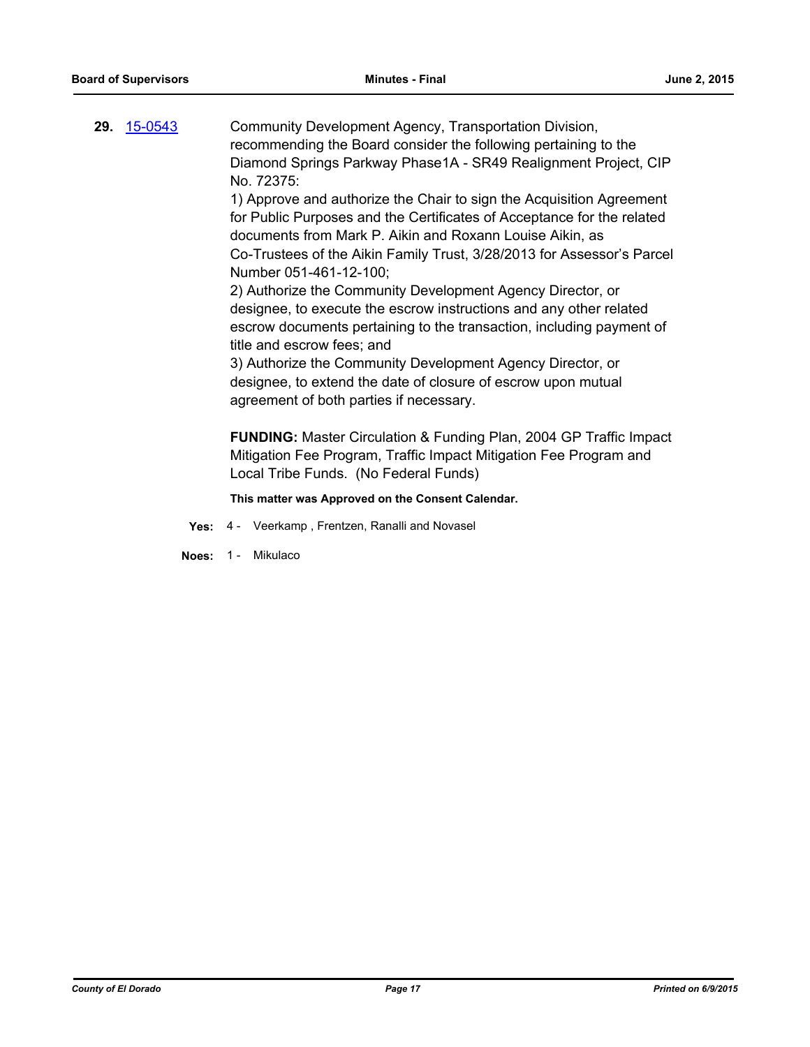**29.** 15-0543

Community Development Agency, Transportation Division, recommending the Board consider the following pertaining to the Diamond Springs Parkway Phase1A - SR49 Realignment Project, CIP No. 72375:

1) Approve and authorize the Chair to sign the Acquisition Agreement for Public Purposes and the Certificates of Acceptance for the related documents from Mark P. Aikin and Roxann Louise Aikin, as Co-Trustees of the Aikin Family Trust, 3/28/2013 for Assessor's Parcel Number 051-461-12-100;

2) Authorize the Community Development Agency Director, or designee, to execute the escrow instructions and any other related escrow documents pertaining to the transaction, including payment of title and escrow fees; and

3) Authorize the Community Development Agency Director, or designee, to extend the date of closure of escrow upon mutual agreement of both parties if necessary.

**FUNDING:** Master Circulation & Funding Plan, 2004 GP Traffic Impact Mitigation Fee Program, Traffic Impact Mitigation Fee Program and Local Tribe Funds. (No Federal Funds)

**This matter was Approved on the Consent Calendar.**

**Yes:** 4 - Veerkamp , Frentzen, Ranalli and Novasel

**Noes:** 1 - Mikulaco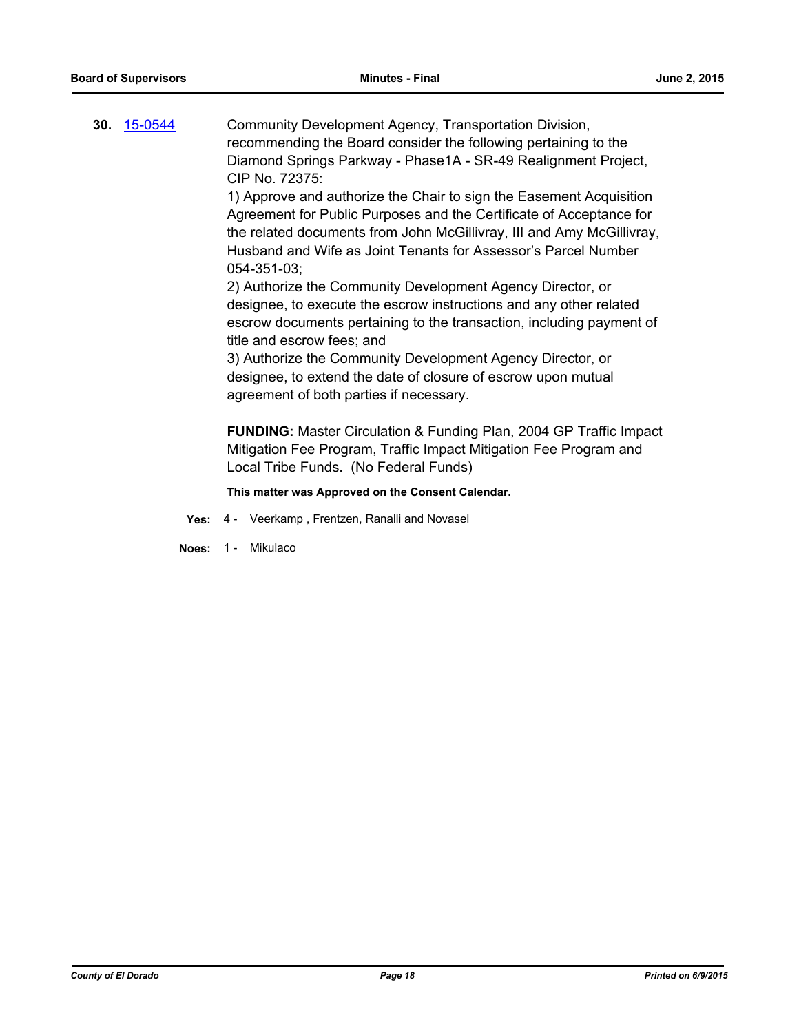**30.** 15-0544 Community Development Agency, Transportation Division, recommending the Board consider the following pertaining to the Diamond Springs Parkway - Phase1A - SR-49 Realignment Project, CIP No. 72375:

1) Approve and authorize the Chair to sign the Easement Acquisition Agreement for Public Purposes and the Certificate of Acceptance for the related documents from John McGillivray, III and Amy McGillivray, Husband and Wife as Joint Tenants for Assessor's Parcel Number 054-351-03;

2) Authorize the Community Development Agency Director, or designee, to execute the escrow instructions and any other related escrow documents pertaining to the transaction, including payment of title and escrow fees; and

3) Authorize the Community Development Agency Director, or designee, to extend the date of closure of escrow upon mutual agreement of both parties if necessary.

**FUNDING:** Master Circulation & Funding Plan, 2004 GP Traffic Impact Mitigation Fee Program, Traffic Impact Mitigation Fee Program and Local Tribe Funds. (No Federal Funds)

**This matter was Approved on the Consent Calendar.**

**Yes:** 4 - Veerkamp , Frentzen, Ranalli and Novasel

**Noes:** 1 - Mikulaco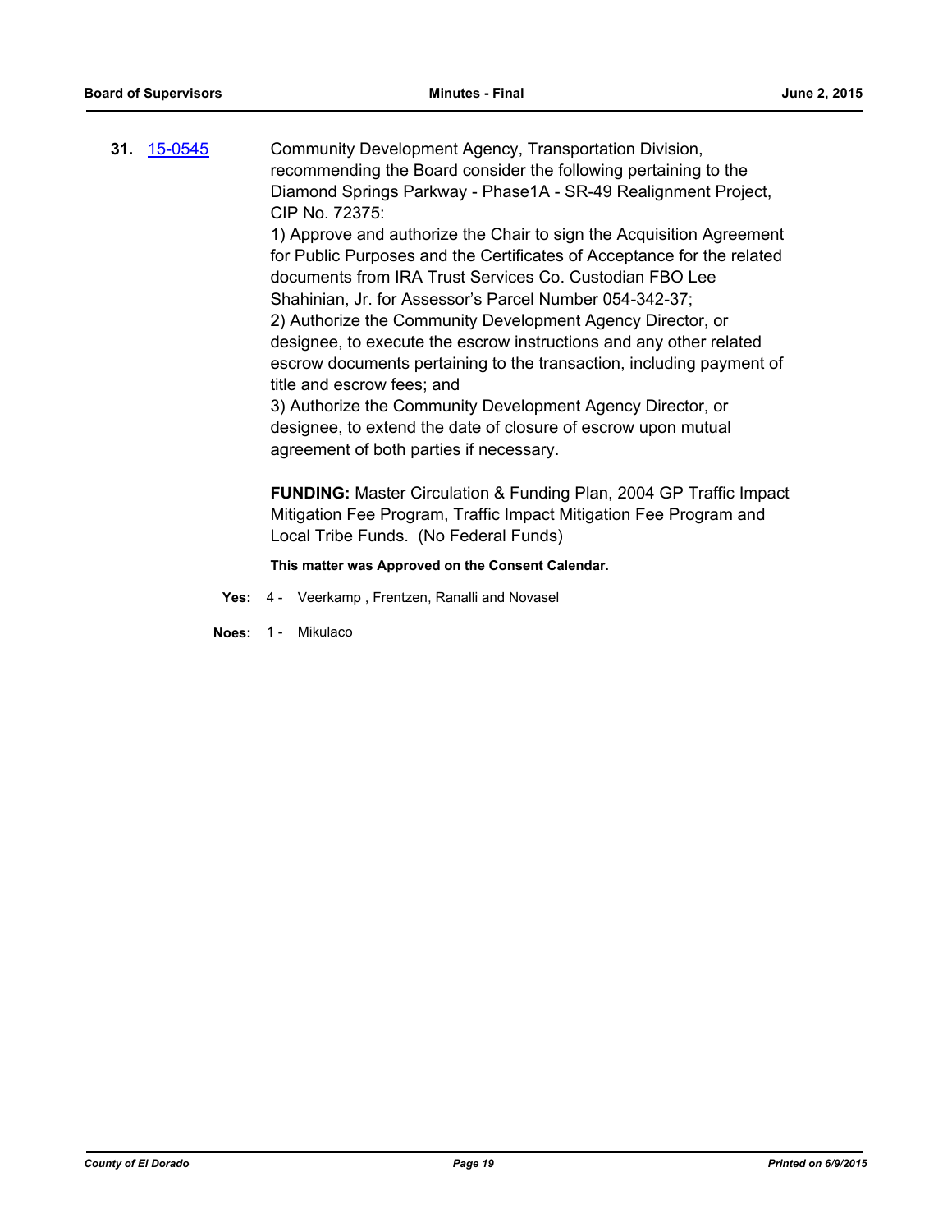**31.** [15-0545](15-0545)

Community Development Agency, Transportation Division, recommending the Board consider the following pertaining to the Diamond Springs Parkway - Phase1A - SR-49 Realignment Project, CIP No. 72375:

1) Approve and authorize the Chair to sign the Acquisition Agreement for Public Purposes and the Certificates of Acceptance for the related documents from IRA Trust Services Co. Custodian FBO Lee Shahinian, Jr. for Assessor's Parcel Number 054-342-37;

2) Authorize the Community Development Agency Director, or designee, to execute the escrow instructions and any other related escrow documents pertaining to the transaction, including payment of title and escrow fees; and

3) Authorize the Community Development Agency Director, or designee, to extend the date of closure of escrow upon mutual agreement of both parties if necessary.

**FUNDING:** Master Circulation & Funding Plan, 2004 GP Traffic Impact Mitigation Fee Program, Traffic Impact Mitigation Fee Program and Local Tribe Funds. (No Federal Funds)

**This matter was Approved on the Consent Calendar.**

**Yes:** 4 - Veerkamp , Frentzen, Ranalli and Novasel

**Noes:** 1 - Mikulaco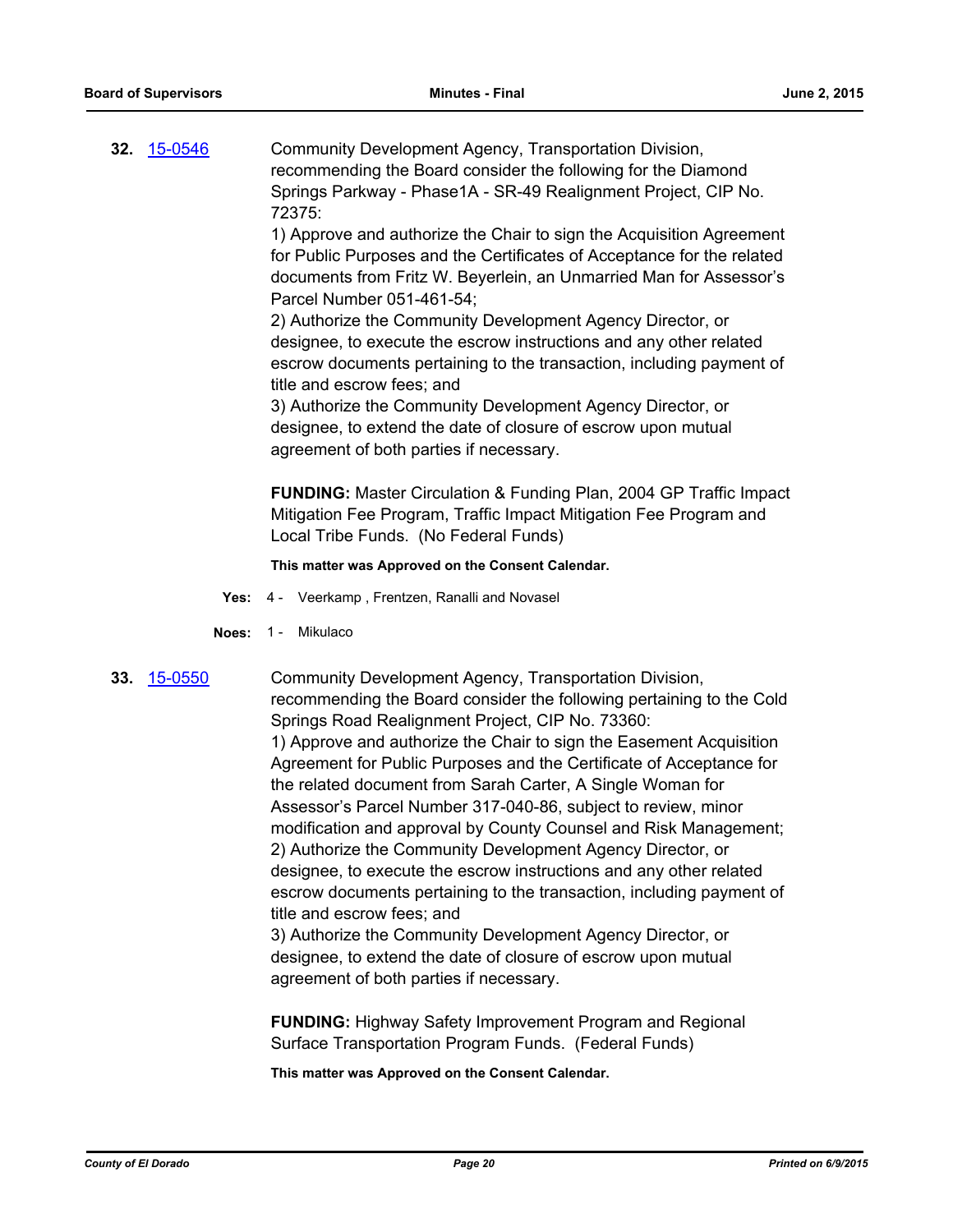**32.** 15-0546 Community Development Agency, Transportation Division, recommending the Board consider the following for the Diamond Springs Parkway - Phase1A - SR-49 Realignment Project, CIP No. 72375:

1) Approve and authorize the Chair to sign the Acquisition Agreement for Public Purposes and the Certificates of Acceptance for the related documents from Fritz W. Beyerlein, an Unmarried Man for Assessor's Parcel Number 051-461-54;

2) Authorize the Community Development Agency Director, or designee, to execute the escrow instructions and any other related escrow documents pertaining to the transaction, including payment of title and escrow fees; and

3) Authorize the Community Development Agency Director, or designee, to extend the date of closure of escrow upon mutual agreement of both parties if necessary.

**FUNDING:** Master Circulation & Funding Plan, 2004 GP Traffic Impact Mitigation Fee Program, Traffic Impact Mitigation Fee Program and Local Tribe Funds. (No Federal Funds)

**This matter was Approved on the Consent Calendar.**

**Yes:** 4 - Veerkamp , Frentzen, Ranalli and Novasel

**Noes:** 1 - Mikulaco

**33.** 15-0550 Community Development Agency, Transportation Division, recommending the Board consider the following pertaining to the Cold Springs Road Realignment Project, CIP No. 73360:

1) Approve and authorize the Chair to sign the Easement Acquisition Agreement for Public Purposes and the Certificate of Acceptance for the related document from Sarah Carter, A Single Woman for Assessor's Parcel Number 317-040-86, subject to review, minor modification and approval by County Counsel and Risk Management;

2) Authorize the Community Development Agency Director, or designee, to execute the escrow instructions and any other related escrow documents pertaining to the transaction, including payment of title and escrow fees; and

3) Authorize the Community Development Agency Director, or designee, to extend the date of closure of escrow upon mutual agreement of both parties if necessary.

**FUNDING:** Highway Safety Improvement Program and Regional Surface Transportation Program Funds. (Federal Funds)

**This matter was Approved on the Consent Calendar.**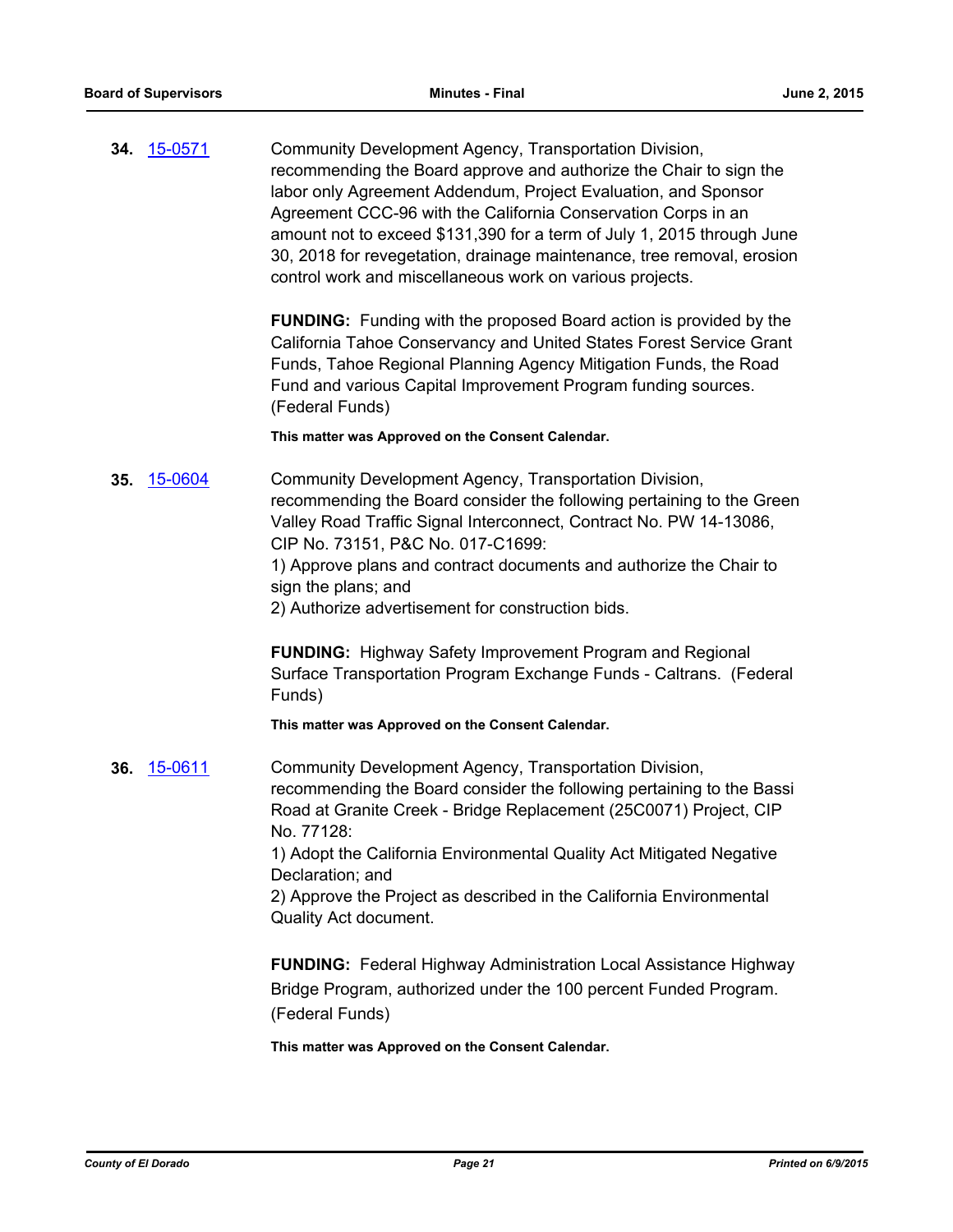**34.** [15-0571](15-0571)

Community Development Agency, Transportation Division, recommending the Board approve and authorize the Chair to sign the labor only Agreement Addendum, Project Evaluation, and Sponsor Agreement CCC-96 with the California Conservation Corps in an amount not to exceed $131,390 for a term of July 1, 2015 through June 30, 2018 for revegetation, drainage maintenance, tree removal, erosion control work and miscellaneous work on various projects.

**FUNDING:** Funding with the proposed Board action is provided by the California Tahoe Conservancy and United States Forest Service Grant Funds, Tahoe Regional Planning Agency Mitigation Funds, the Road Fund and various Capital Improvement Program funding sources. (Federal Funds)

**This matter was Approved on the Consent Calendar.**

**35.** [15-0604](15-0604)

Community Development Agency, Transportation Division, recommending the Board consider the following pertaining to the Green Valley Road Traffic Signal Interconnect, Contract No. PW 14-13086, CIP No. 73151, P&C No. 017-C1699:
1) Approve plans and contract documents and authorize the Chair to sign the plans; and
2) Authorize advertisement for construction bids.

**FUNDING:** Highway Safety Improvement Program and Regional Surface Transportation Program Exchange Funds - Caltrans. (Federal Funds)

**This matter was Approved on the Consent Calendar.**

**36.** [15-0611](15-0611)

Community Development Agency, Transportation Division, recommending the Board consider the following pertaining to the Bassi Road at Granite Creek - Bridge Replacement (25C0071) Project, CIP No. 77128:
1) Adopt the California Environmental Quality Act Mitigated Negative Declaration; and
2) Approve the Project as described in the California Environmental Quality Act document.

**FUNDING:** Federal Highway Administration Local Assistance Highway Bridge Program, authorized under the 100 percent Funded Program. (Federal Funds)

**This matter was Approved on the Consent Calendar.**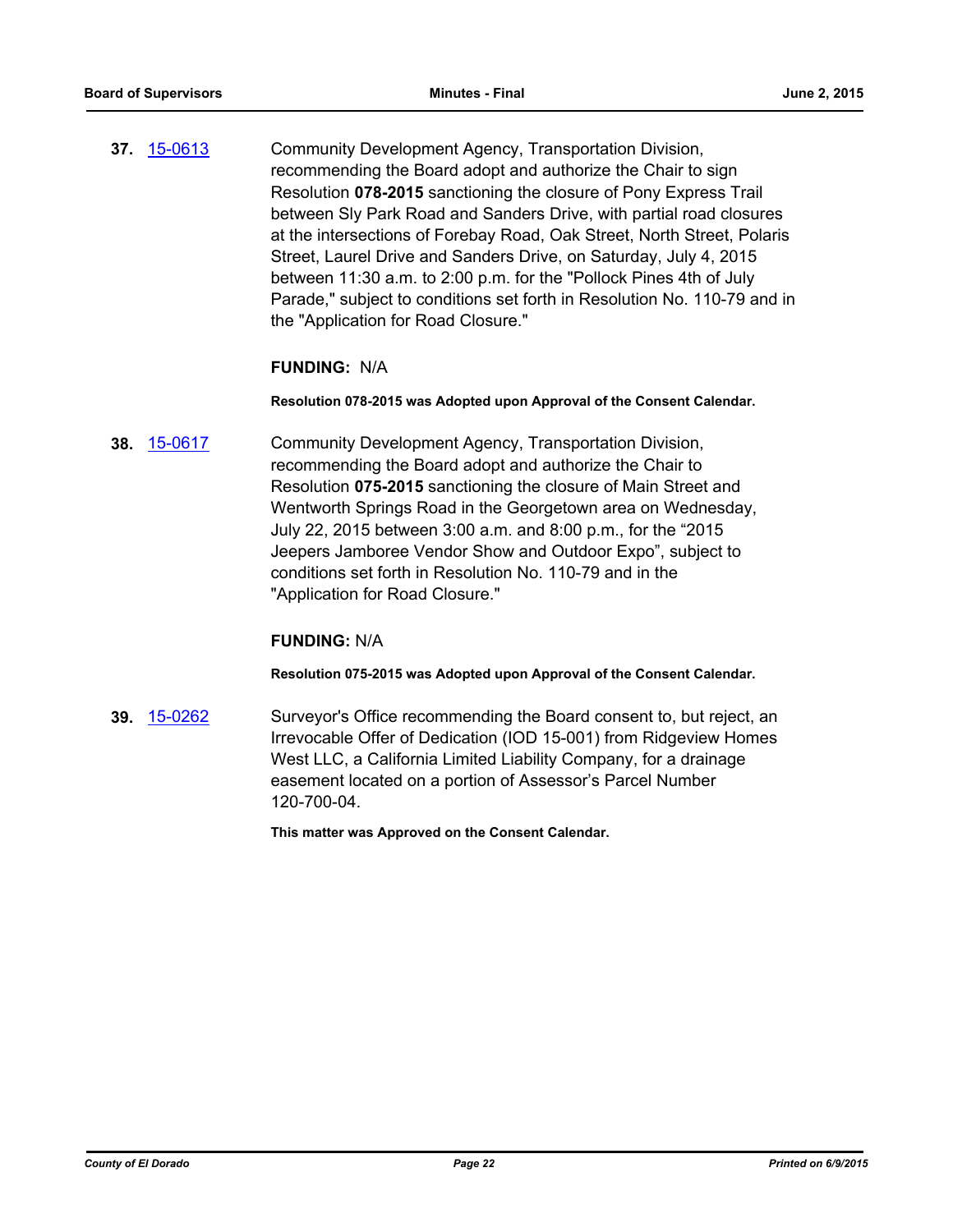**37.** 15-0613

Community Development Agency, Transportation Division, recommending the Board adopt and authorize the Chair to sign Resolution **078-2015** sanctioning the closure of Pony Express Trail between Sly Park Road and Sanders Drive, with partial road closures at the intersections of Forebay Road, Oak Street, North Street, Polaris Street, Laurel Drive and Sanders Drive, on Saturday, July 4, 2015 between 11:30 a.m. to 2:00 p.m. for the "Pollock Pines 4th of July Parade," subject to conditions set forth in Resolution No. 110-79 and in the "Application for Road Closure."

**FUNDING:** N/A

**Resolution 078-2015 was Adopted upon Approval of the Consent Calendar.**

**38.** 15-0617

Community Development Agency, Transportation Division, recommending the Board adopt and authorize the Chair to Resolution **075-2015** sanctioning the closure of Main Street and Wentworth Springs Road in the Georgetown area on Wednesday, July 22, 2015 between 3:00 a.m. and 8:00 p.m., for the "2015 Jeepers Jamboree Vendor Show and Outdoor Expo", subject to conditions set forth in Resolution No. 110-79 and in the "Application for Road Closure."

**FUNDING:** N/A

**Resolution 075-2015 was Adopted upon Approval of the Consent Calendar.**

**39.** 15-0262

Surveyor's Office recommending the Board consent to, but reject, an Irrevocable Offer of Dedication (IOD 15-001) from Ridgeview Homes West LLC, a California Limited Liability Company, for a drainage easement located on a portion of Assessor's Parcel Number 120-700-04.

**This matter was Approved on the Consent Calendar.**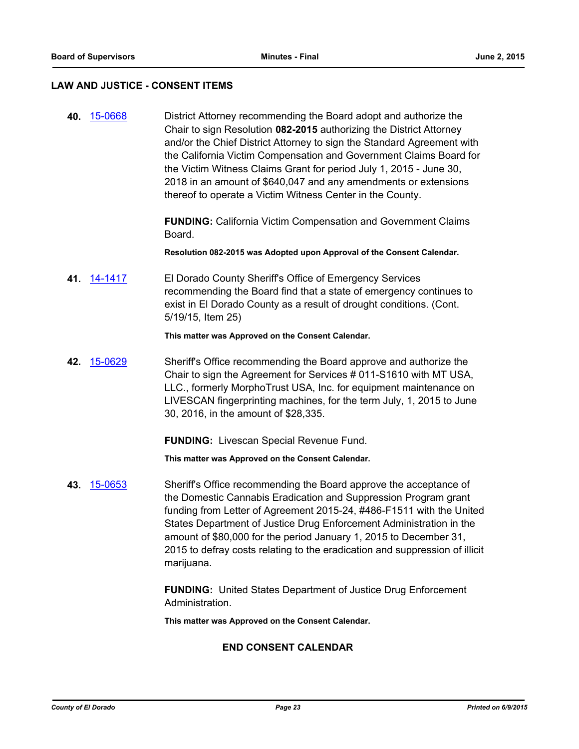## LAW AND JUSTICE - CONSENT ITEMS

**40.** 15-0668 District Attorney recommending the Board adopt and authorize the Chair to sign Resolution **082-2015** authorizing the District Attorney and/or the Chief District Attorney to sign the Standard Agreement with the California Victim Compensation and Government Claims Board for the Victim Witness Claims Grant for period July 1, 2015 - June 30, 2018 in an amount of $640,047 and any amendments or extensions thereof to operate a Victim Witness Center in the County.

**FUNDING:** California Victim Compensation and Government Claims Board.

**Resolution 082-2015 was Adopted upon Approval of the Consent Calendar.**

**41.** 14-1417 El Dorado County Sheriff's Office of Emergency Services recommending the Board find that a state of emergency continues to exist in El Dorado County as a result of drought conditions. (Cont. 5/19/15, Item 25)

**This matter was Approved on the Consent Calendar.**

**42.** 15-0629 Sheriff's Office recommending the Board approve and authorize the Chair to sign the Agreement for Services # 011-S1610 with MT USA, LLC., formerly MorphoTrust USA, Inc. for equipment maintenance on LIVESCAN fingerprinting machines, for the term July, 1, 2015 to June 30, 2016, in the amount of $28,335.

**FUNDING:** Livescan Special Revenue Fund.

**This matter was Approved on the Consent Calendar.**

**43.** 15-0653 Sheriff's Office recommending the Board approve the acceptance of the Domestic Cannabis Eradication and Suppression Program grant funding from Letter of Agreement 2015-24, #486-F1511 with the United States Department of Justice Drug Enforcement Administration in the amount of $80,000 for the period January 1, 2015 to December 31, 2015 to defray costs relating to the eradication and suppression of illicit marijuana.

**FUNDING:** United States Department of Justice Drug Enforcement Administration.

**This matter was Approved on the Consent Calendar.**

**END CONSENT CALENDAR**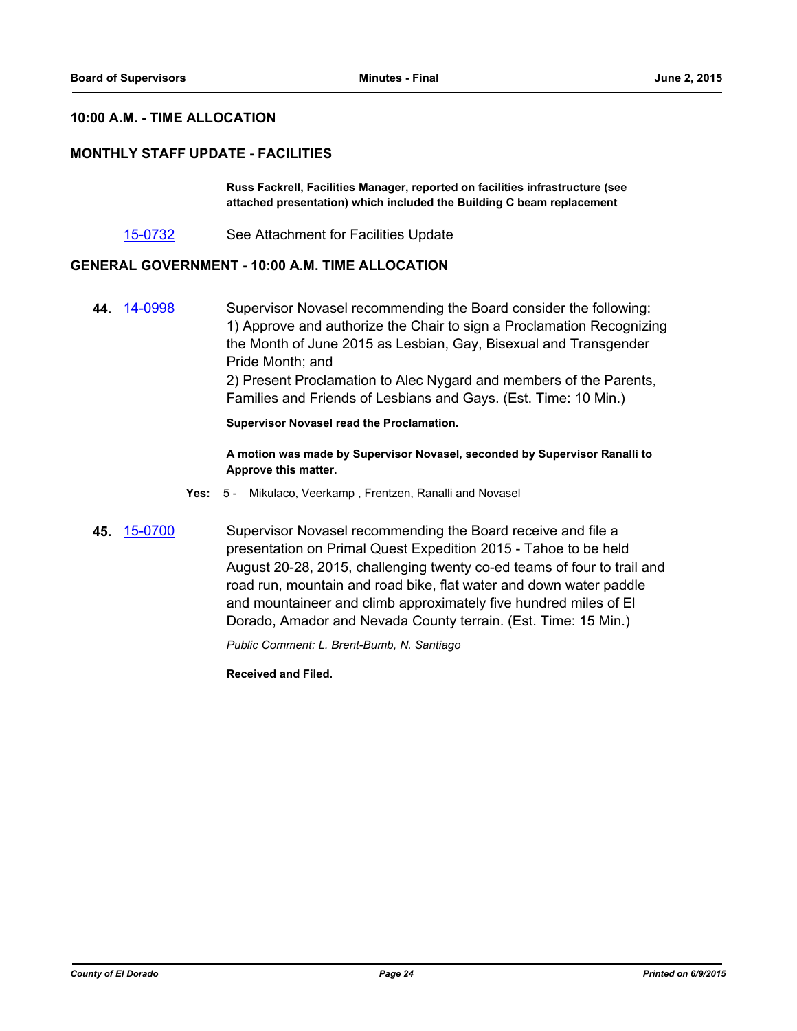## 10:00 A.M. - TIME ALLOCATION

## MONTHLY STAFF UPDATE - FACILITIES

**Russ Fackrell, Facilities Manager, reported on facilities infrastructure (see attached presentation) which included the Building C beam replacement**

15-0732 See Attachment for Facilities Update

## GENERAL GOVERNMENT - 10:00 A.M. TIME ALLOCATION

**44.** 14-0998 Supervisor Novasel recommending the Board consider the following:
1) Approve and authorize the Chair to sign a Proclamation Recognizing the Month of June 2015 as Lesbian, Gay, Bisexual and Transgender Pride Month; and
2) Present Proclamation to Alec Nygard and members of the Parents, Families and Friends of Lesbians and Gays. (Est. Time: 10 Min.)

**Supervisor Novasel read the Proclamation.**

**A motion was made by Supervisor Novasel, seconded by Supervisor Ranalli to Approve this matter.**

**Yes:** 5 - Mikulaco, Veerkamp , Frentzen, Ranalli and Novasel

**45.** 15-0700 Supervisor Novasel recommending the Board receive and file a presentation on Primal Quest Expedition 2015 - Tahoe to be held August 20-28, 2015, challenging twenty co-ed teams of four to trail and road run, mountain and road bike, flat water and down water paddle and mountaineer and climb approximately five hundred miles of El Dorado, Amador and Nevada County terrain. (Est. Time: 15 Min.)

*Public Comment: L. Brent-Bumb, N. Santiago*

**Received and Filed.**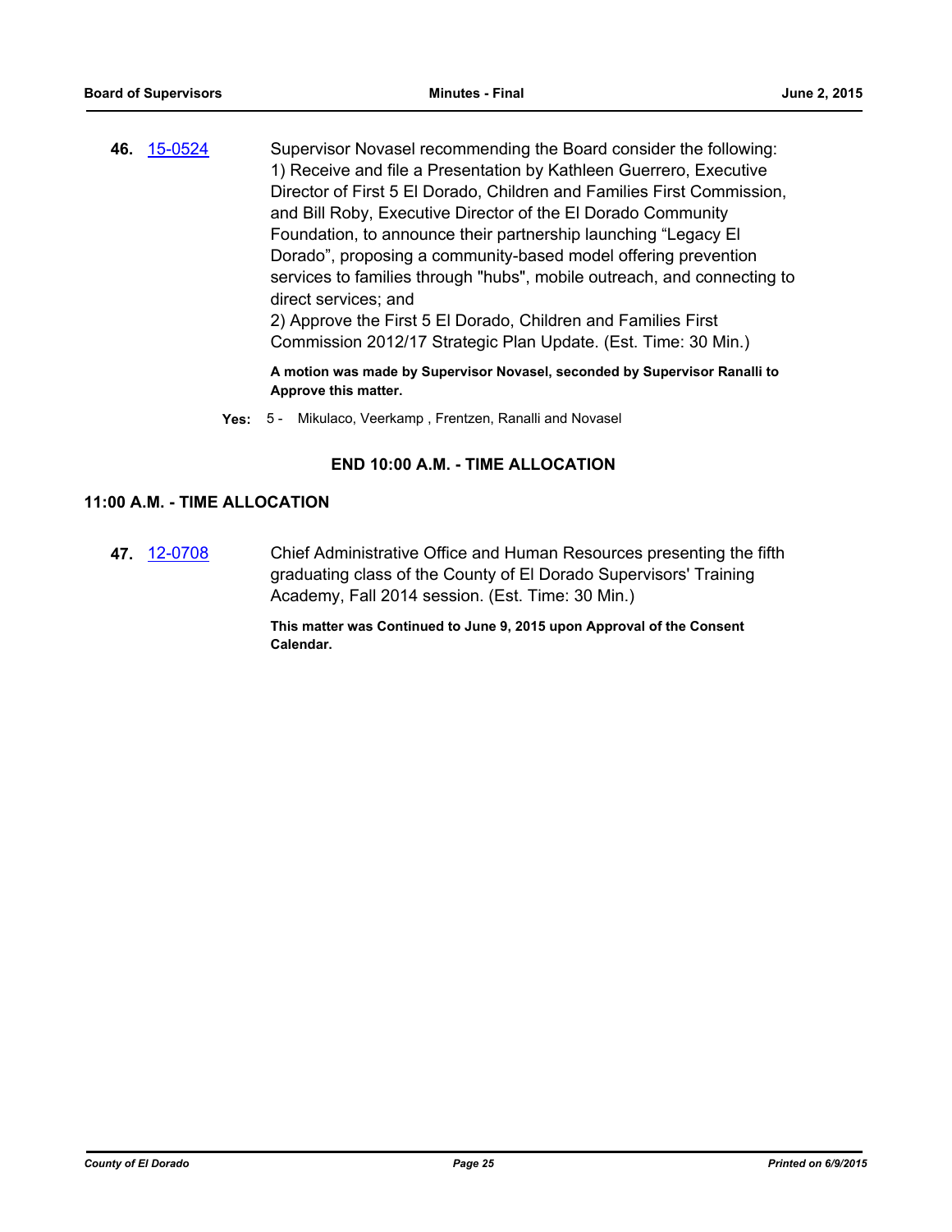**46.** 15-0524 Supervisor Novasel recommending the Board consider the following:
1) Receive and file a Presentation by Kathleen Guerrero, Executive Director of First 5 El Dorado, Children and Families First Commission, and Bill Roby, Executive Director of the El Dorado Community Foundation, to announce their partnership launching “Legacy El Dorado”, proposing a community-based model offering prevention services to families through "hubs", mobile outreach, and connecting to direct services; and
2) Approve the First 5 El Dorado, Children and Families First Commission 2012/17 Strategic Plan Update. (Est. Time: 30 Min.)

**A motion was made by Supervisor Novasel, seconded by Supervisor Ranalli to Approve this matter.**

**Yes:** 5 - Mikulaco, Veerkamp , Frentzen, Ranalli and Novasel

**END 10:00 A.M. - TIME ALLOCATION**

## 11:00 A.M. - TIME ALLOCATION

**47.** 12-0708 Chief Administrative Office and Human Resources presenting the fifth graduating class of the County of El Dorado Supervisors' Training Academy, Fall 2014 session. (Est. Time: 30 Min.)

**This matter was Continued to June 9, 2015 upon Approval of the Consent Calendar.**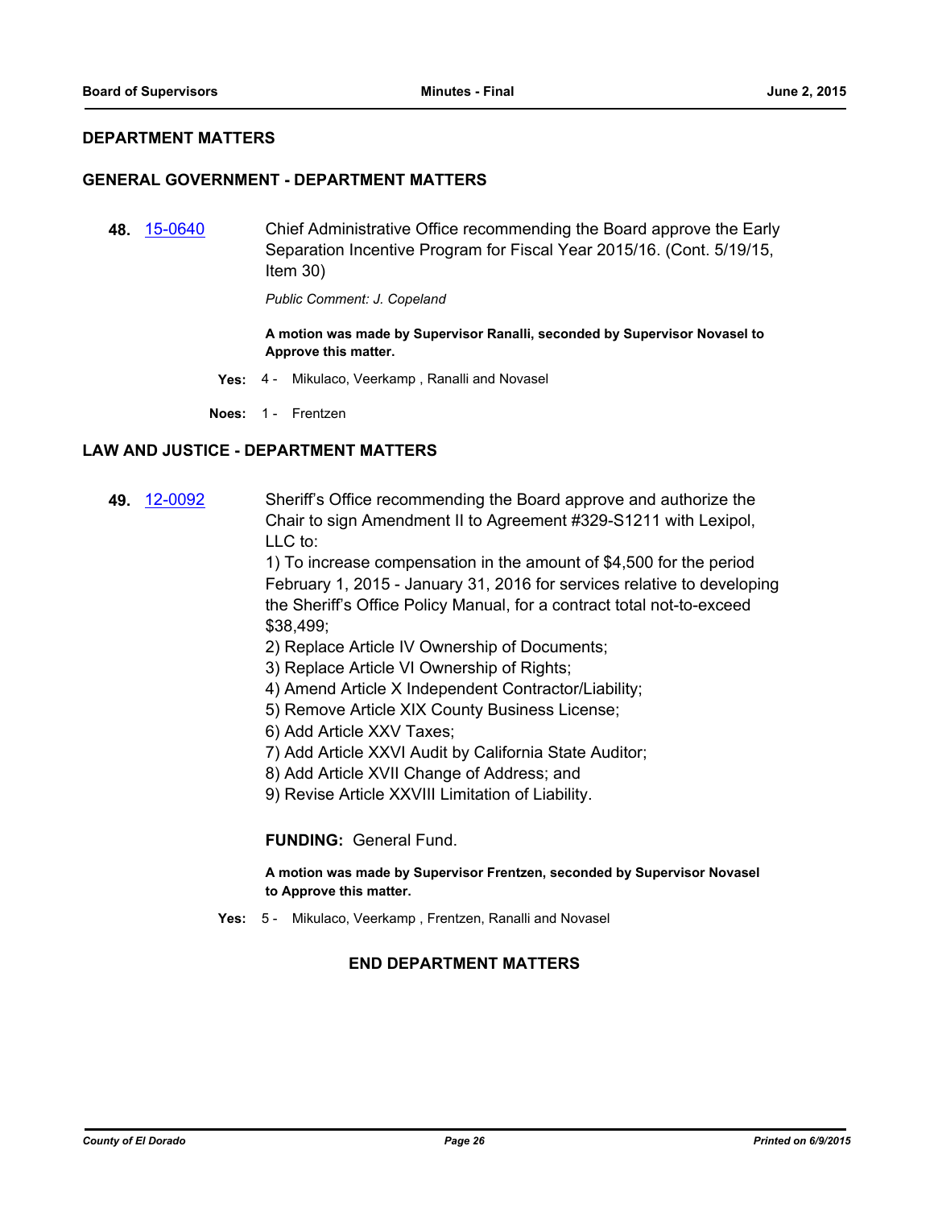## DEPARTMENT MATTERS

### GENERAL GOVERNMENT - DEPARTMENT MATTERS

**48.** 15-0640 Chief Administrative Office recommending the Board approve the Early Separation Incentive Program for Fiscal Year 2015/16. (Cont. 5/19/15, Item 30)

*Public Comment: J. Copeland*

**A motion was made by Supervisor Ranalli, seconded by Supervisor Novasel to Approve this matter.**

**Yes:** 4 - Mikulaco, Veerkamp , Ranalli and Novasel

**Noes:** 1 - Frentzen

### LAW AND JUSTICE - DEPARTMENT MATTERS

**49.** 12-0092 Sheriff's Office recommending the Board approve and authorize the Chair to sign Amendment II to Agreement #329-S1211 with Lexipol, LLC to:

1) To increase compensation in the amount of $4,500 for the period February 1, 2015 - January 31, 2016 for services relative to developing the Sheriff's Office Policy Manual, for a contract total not-to-exceed $38,499;
2) Replace Article IV Ownership of Documents;
3) Replace Article VI Ownership of Rights;
4) Amend Article X Independent Contractor/Liability;
5) Remove Article XIX County Business License;
6) Add Article XXV Taxes;
7) Add Article XXVI Audit by California State Auditor;
8) Add Article XVII Change of Address; and
9) Revise Article XXVIII Limitation of Liability.

**FUNDING:** General Fund.

**A motion was made by Supervisor Frentzen, seconded by Supervisor Novasel to Approve this matter.**

**Yes:** 5 - Mikulaco, Veerkamp , Frentzen, Ranalli and Novasel

**END DEPARTMENT MATTERS**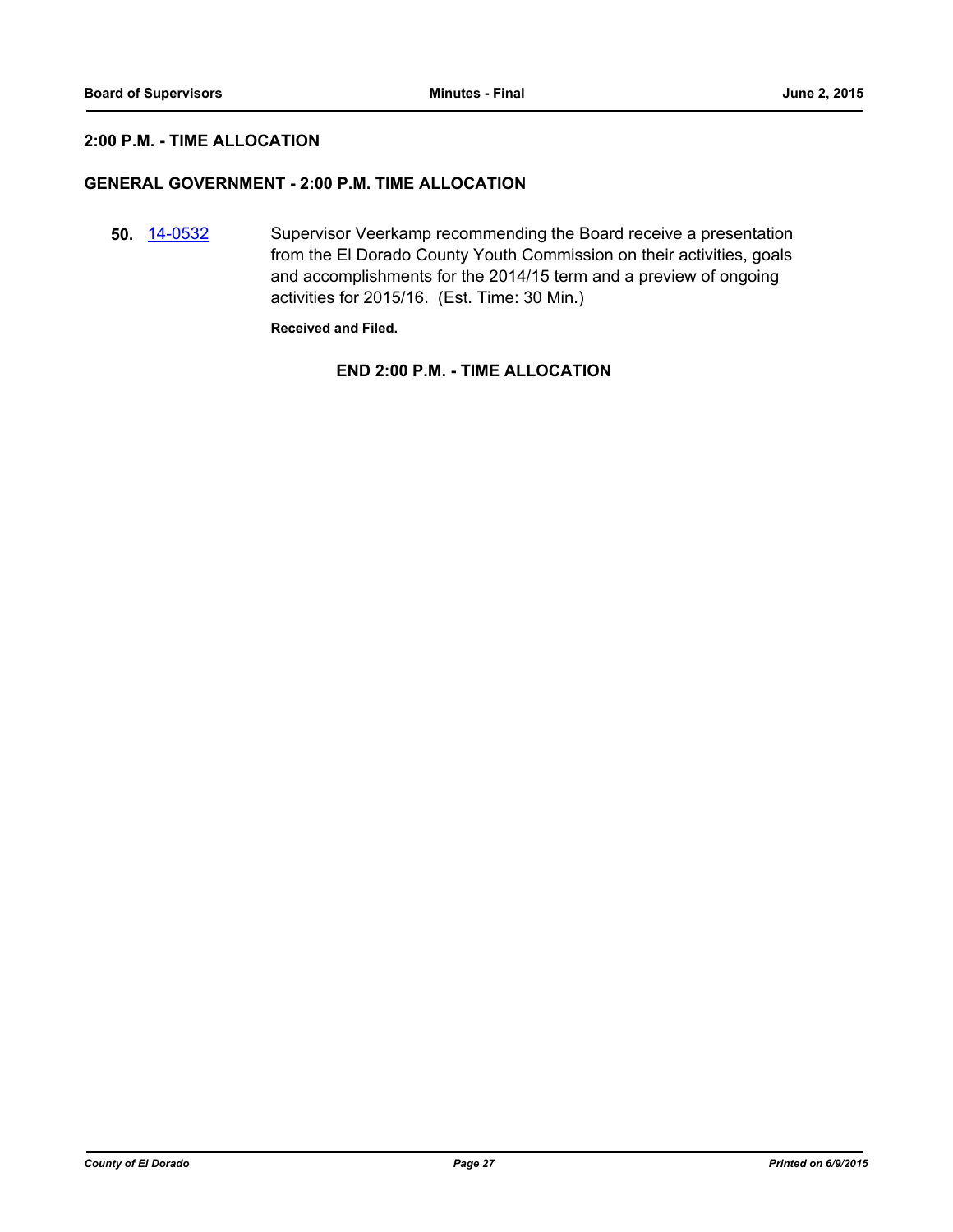## 2:00 P.M. - TIME ALLOCATION

## GENERAL GOVERNMENT - 2:00 P.M. TIME ALLOCATION

**50.** 14-0532 Supervisor Veerkamp recommending the Board receive a presentation from the El Dorado County Youth Commission on their activities, goals and accomplishments for the 2014/15 term and a preview of ongoing activities for 2015/16. (Est. Time: 30 Min.)

**Received and Filed.**

**END 2:00 P.M. - TIME ALLOCATION**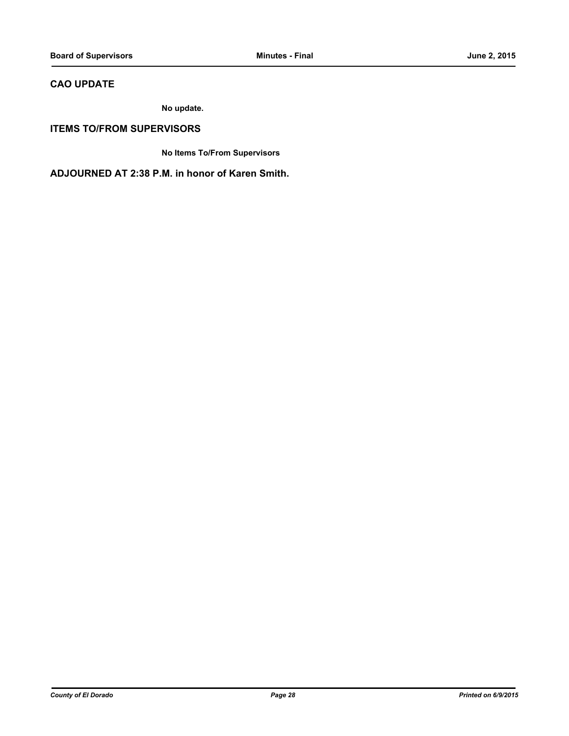## CAO UPDATE

**No update.**

## ITEMS TO/FROM SUPERVISORS

**No Items To/From Supervisors**

## ADJOURNED AT 2:38 P.M. in honor of Karen Smith.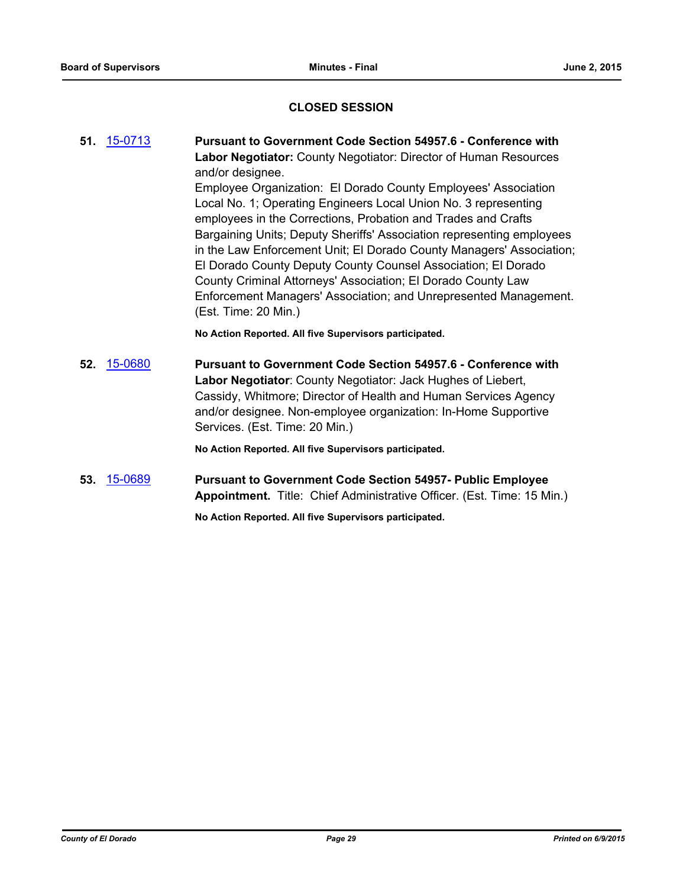## CLOSED SESSION

**51.** 15-0713 **Pursuant to Government Code Section 54957.6 - Conference with Labor Negotiator:** County Negotiator: Director of Human Resources and/or designee.

Employee Organization: El Dorado County Employees' Association Local No. 1; Operating Engineers Local Union No. 3 representing employees in the Corrections, Probation and Trades and Crafts Bargaining Units; Deputy Sheriffs' Association representing employees in the Law Enforcement Unit; El Dorado County Managers' Association; El Dorado County Deputy County Counsel Association; El Dorado County Criminal Attorneys' Association; El Dorado County Law Enforcement Managers' Association; and Unrepresented Management. (Est. Time: 20 Min.)

**No Action Reported. All five Supervisors participated.**

**52.** 15-0680 **Pursuant to Government Code Section 54957.6 - Conference with Labor Negotiator**: County Negotiator: Jack Hughes of Liebert, Cassidy, Whitmore; Director of Health and Human Services Agency and/or designee. Non-employee organization: In-Home Supportive Services. (Est. Time: 20 Min.)

**No Action Reported. All five Supervisors participated.**

**53.** 15-0689 **Pursuant to Government Code Section 54957- Public Employee Appointment.** Title: Chief Administrative Officer. (Est. Time: 15 Min.)

**No Action Reported. All five Supervisors participated.**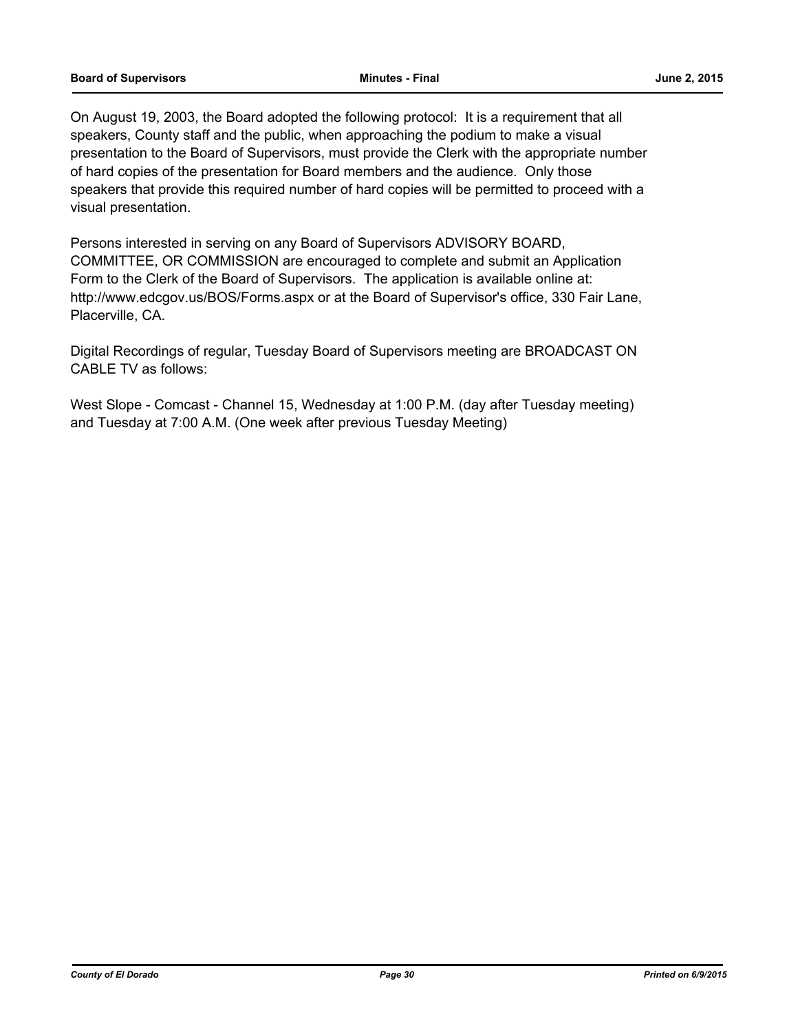On August 19, 2003, the Board adopted the following protocol: It is a requirement that all speakers, County staff and the public, when approaching the podium to make a visual presentation to the Board of Supervisors, must provide the Clerk with the appropriate number of hard copies of the presentation for Board members and the audience. Only those speakers that provide this required number of hard copies will be permitted to proceed with a visual presentation.

Persons interested in serving on any Board of Supervisors ADVISORY BOARD, COMMITTEE, OR COMMISSION are encouraged to complete and submit an Application Form to the Clerk of the Board of Supervisors. The application is available online at: http://www.edcgov.us/BOS/Forms.aspx or at the Board of Supervisor's office, 330 Fair Lane, Placerville, CA.

Digital Recordings of regular, Tuesday Board of Supervisors meeting are BROADCAST ON CABLE TV as follows:

West Slope - Comcast - Channel 15, Wednesday at 1:00 P.M. (day after Tuesday meeting) and Tuesday at 7:00 A.M. (One week after previous Tuesday Meeting)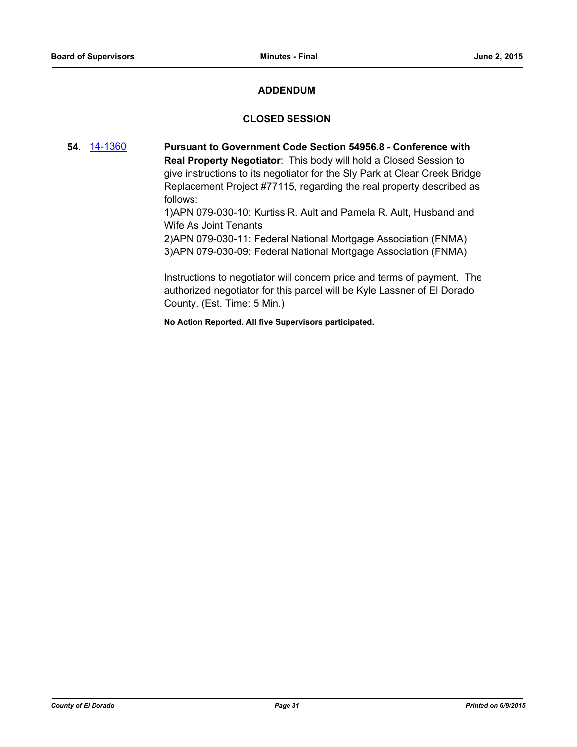## ADDENDUM

## CLOSED SESSION

**54.** 14-1360 **Pursuant to Government Code Section 54956.8 - Conference with Real Property Negotiator**: This body will hold a Closed Session to give instructions to its negotiator for the Sly Park at Clear Creek Bridge Replacement Project #77115, regarding the real property described as follows:
1)APN 079-030-10: Kurtiss R. Ault and Pamela R. Ault, Husband and Wife As Joint Tenants
2)APN 079-030-11: Federal National Mortgage Association (FNMA)
3)APN 079-030-09: Federal National Mortgage Association (FNMA)

Instructions to negotiator will concern price and terms of payment. The authorized negotiator for this parcel will be Kyle Lassner of El Dorado County. (Est. Time: 5 Min.)

**No Action Reported. All five Supervisors participated.**